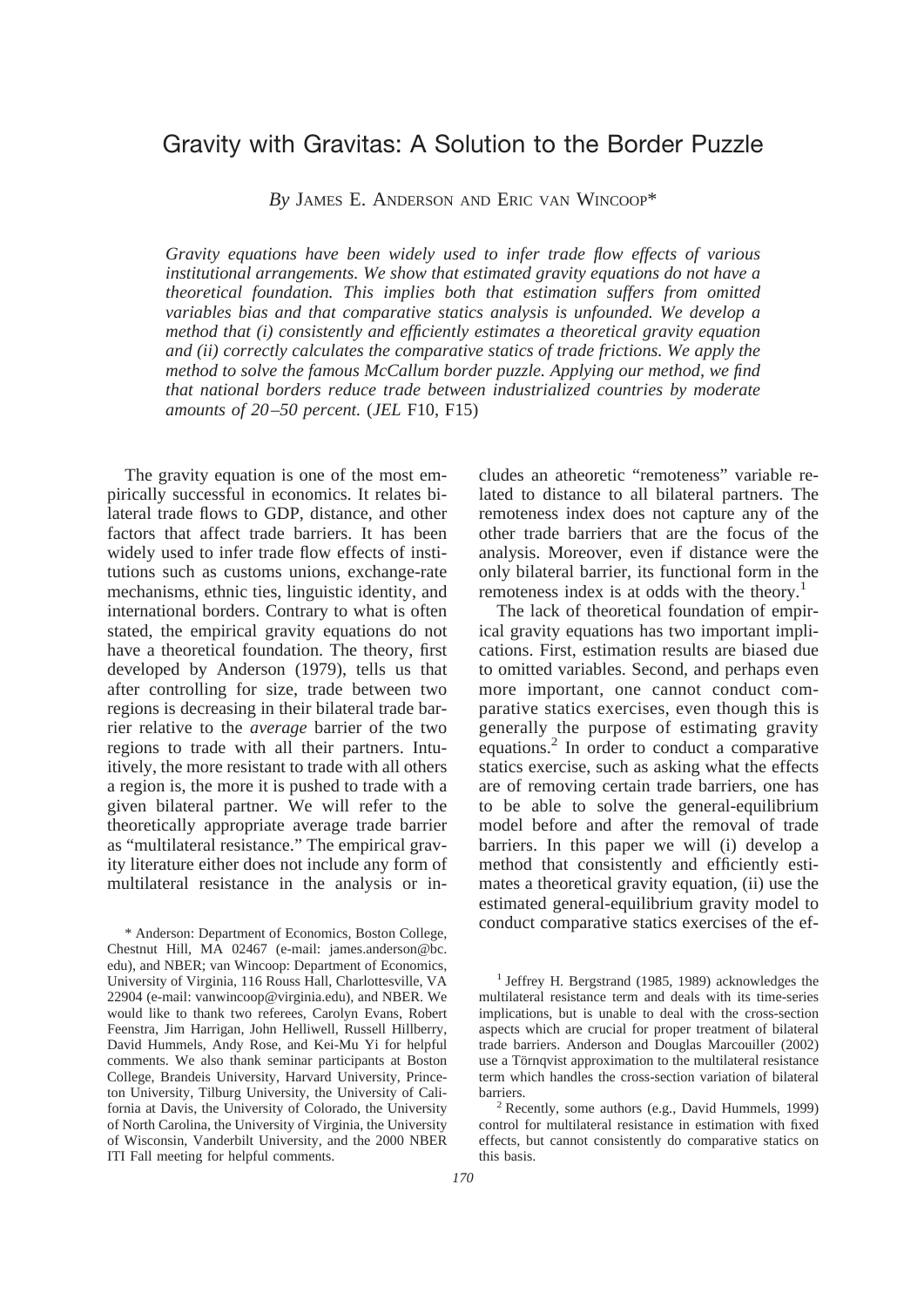# Gravity with Gravitas: A Solution to the Border Puzzle

*By* JAMES E. ANDERSON AND ERIC VAN WINCOOP*

*Gravity equations have been widely used to infer trade flow effects of various institutional arrangements. We show that estimated gravity equations do not have a theoretical foundation. This implies both that estimation suffers from omitted variables bias and that comparative statics analysis is unfounded. We develop a method that (i) consistently and efficiently estimates a theoretical gravity equation and (ii) correctly calculates the comparative statics of trade frictions. We apply the method to solve the famous McCallum border puzzle. Applying our method, we find that national borders reduce trade between industrialized countries by moderate amounts of 20–50 percent.* (*JEL* F10, F15)

The gravity equation is one of the most empirically successful in economics. It relates bilateral trade flows to GDP, distance, and other factors that affect trade barriers. It has been widely used to infer trade flow effects of institutions such as customs unions, exchange-rate mechanisms, ethnic ties, linguistic identity, and international borders. Contrary to what is often stated, the empirical gravity equations do not have a theoretical foundation. The theory, first developed by Anderson (1979), tells us that after controlling for size, trade between two regions is decreasing in their bilateral trade barrier relative to the *average* barrier of the two regions to trade with all their partners. Intuitively, the more resistant to trade with all others a region is, the more it is pushed to trade with a given bilateral partner. We will refer to the theoretically appropriate average trade barrier as "multilateral resistance." The empirical gravity literature either does not include any form of multilateral resistance in the analysis or includes an atheoretic "remoteness" variable related to distance to all bilateral partners. The remoteness index does not capture any of the other trade barriers that are the focus of the analysis. Moreover, even if distance were the only bilateral barrier, its functional form in the remoteness index is at odds with the theory.[1]

The lack of theoretical foundation of empirical gravity equations has two important implications. First, estimation results are biased due to omitted variables. Second, and perhaps even more important, one cannot conduct comparative statics exercises, even though this is generally the purpose of estimating gravity equations.[2] In order to conduct a comparative statics exercise, such as asking what the effects are of removing certain trade barriers, one has to be able to solve the general-equilibrium model before and after the removal of trade barriers. In this paper we will (i) develop a method that consistently and efficiently estimates a theoretical gravity equation, (ii) use the estimated general-equilibrium gravity model to conduct comparative statics exercises of the ef-

\* Anderson: Department of Economics, Boston College, Chestnut Hill, MA 02467 (e-mail: james.anderson@bc.edu), and NBER; van Wincoop: Department of Economics, University of Virginia, 116 Rouss Hall, Charlottesville, VA 22904 (e-mail: vanwincoop@virginia.edu), and NBER. We would like to thank two referees, Carolyn Evans, Robert Feenstra, Jim Harrigan, John Helliwell, Russell Hillberry, David Hummels, Andy Rose, and Kei-Mu Yi for helpful comments. We also thank seminar participants at Boston College, Brandeis University, Harvard University, Princeton University, Tilburg University, the University of California at Davis, the University of Colorado, the University of North Carolina, the University of Virginia, the University of Wisconsin, Vanderbilt University, and the 2000 NBER ITI Fall meeting for helpful comments.

[1] Jeffrey H. Bergstrand (1985, 1989) acknowledges the multilateral resistance term and deals with its time-series implications, but is unable to deal with the cross-section aspects which are crucial for proper treatment of bilateral trade barriers. Anderson and Douglas Marcouiller (2002) use a Törnqvist approximation to the multilateral resistance term which handles the cross-section variation of bilateral barriers.

[2] Recently, some authors (e.g., David Hummels, 1999) control for multilateral resistance in estimation with fixed effects, but cannot consistently do comparative statics on this basis.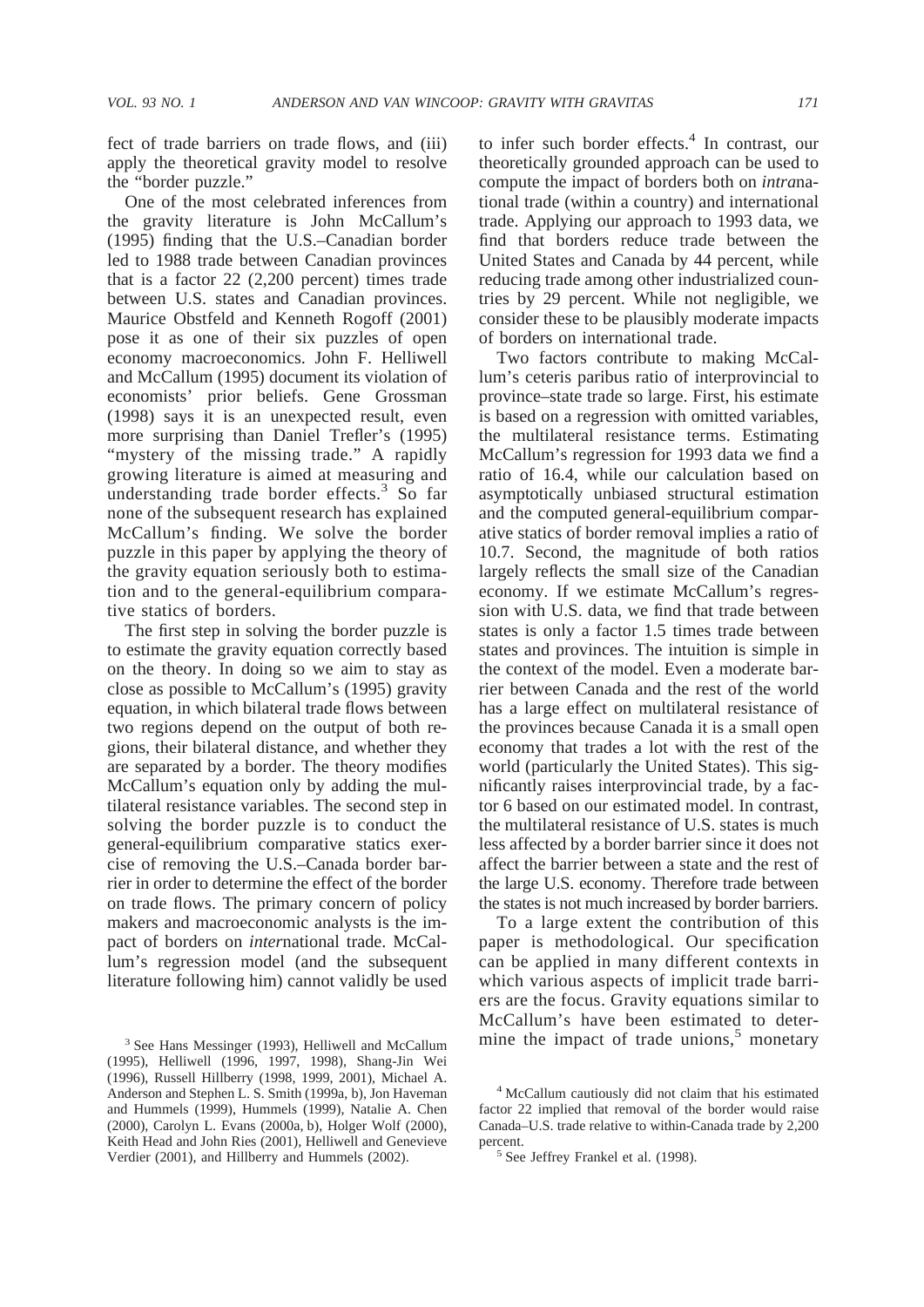fect of trade barriers on trade flows, and (iii) apply the theoretical gravity model to resolve the "border puzzle."

One of the most celebrated inferences from the gravity literature is John McCallum's (1995) finding that the U.S.–Canadian border led to 1988 trade between Canadian provinces that is a factor 22 (2,200 percent) times trade between U.S. states and Canadian provinces. Maurice Obstfeld and Kenneth Rogoff (2001) pose it as one of their six puzzles of open economy macroeconomics. John F. Helliwell and McCallum (1995) document its violation of economists' prior beliefs. Gene Grossman (1998) says it is an unexpected result, even more surprising than Daniel Trefler's (1995) "mystery of the missing trade." A rapidly growing literature is aimed at measuring and understanding trade border effects.[3] So far none of the subsequent research has explained McCallum's finding. We solve the border puzzle in this paper by applying the theory of the gravity equation seriously both to estimation and to the general-equilibrium comparative statics of borders.

The first step in solving the border puzzle is to estimate the gravity equation correctly based on the theory. In doing so we aim to stay as close as possible to McCallum's (1995) gravity equation, in which bilateral trade flows between two regions depend on the output of both regions, their bilateral distance, and whether they are separated by a border. The theory modifies McCallum's equation only by adding the multilateral resistance variables. The second step in solving the border puzzle is to conduct the general-equilibrium comparative statics exercise of removing the U.S.–Canada border barrier in order to determine the effect of the border on trade flows. The primary concern of policy makers and macroeconomic analysts is the impact of borders on *inter*national trade. McCallum's regression model (and the subsequent literature following him) cannot validly be used to infer such border effects.[4] In contrast, our theoretically grounded approach can be used to compute the impact of borders both on *intra*national trade (within a country) and international trade. Applying our approach to 1993 data, we find that borders reduce trade between the United States and Canada by 44 percent, while reducing trade among other industrialized countries by 29 percent. While not negligible, we consider these to be plausibly moderate impacts of borders on international trade.

Two factors contribute to making McCallum's ceteris paribus ratio of interprovincial to province–state trade so large. First, his estimate is based on a regression with omitted variables, the multilateral resistance terms. Estimating McCallum's regression for 1993 data we find a ratio of 16.4, while our calculation based on asymptotically unbiased structural estimation and the computed general-equilibrium comparative statics of border removal implies a ratio of 10.7. Second, the magnitude of both ratios largely reflects the small size of the Canadian economy. If we estimate McCallum's regression with U.S. data, we find that trade between states is only a factor 1.5 times trade between states and provinces. The intuition is simple in the context of the model. Even a moderate barrier between Canada and the rest of the world has a large effect on multilateral resistance of the provinces because Canada it is a small open economy that trades a lot with the rest of the world (particularly the United States). This significantly raises interprovincial trade, by a factor 6 based on our estimated model. In contrast, the multilateral resistance of U.S. states is much less affected by a border barrier since it does not affect the barrier between a state and the rest of the large U.S. economy. Therefore trade between the states is not much increased by border barriers.

To a large extent the contribution of this paper is methodological. Our specification can be applied in many different contexts in which various aspects of implicit trade barriers are the focus. Gravity equations similar to McCallum's have been estimated to determine the impact of trade unions,[5] monetary

[3] See Hans Messinger (1993), Helliwell and McCallum (1995), Helliwell (1996, 1997, 1998), Shang-Jin Wei (1996), Russell Hillberry (1998, 1999, 2001), Michael A. Anderson and Stephen L. S. Smith (1999a, b), Jon Haveman and Hummels (1999), Hummels (1999), Natalie A. Chen (2000), Carolyn L. Evans (2000a, b), Holger Wolf (2000), Keith Head and John Ries (2001), Helliwell and Genevieve Verdier (2001), and Hillberry and Hummels (2002).

[4] McCallum cautiously did not claim that his estimated factor 22 implied that removal of the border would raise Canada–U.S. trade relative to within-Canada trade by 2,200 percent.

[5] See Jeffrey Frankel et al. (1998).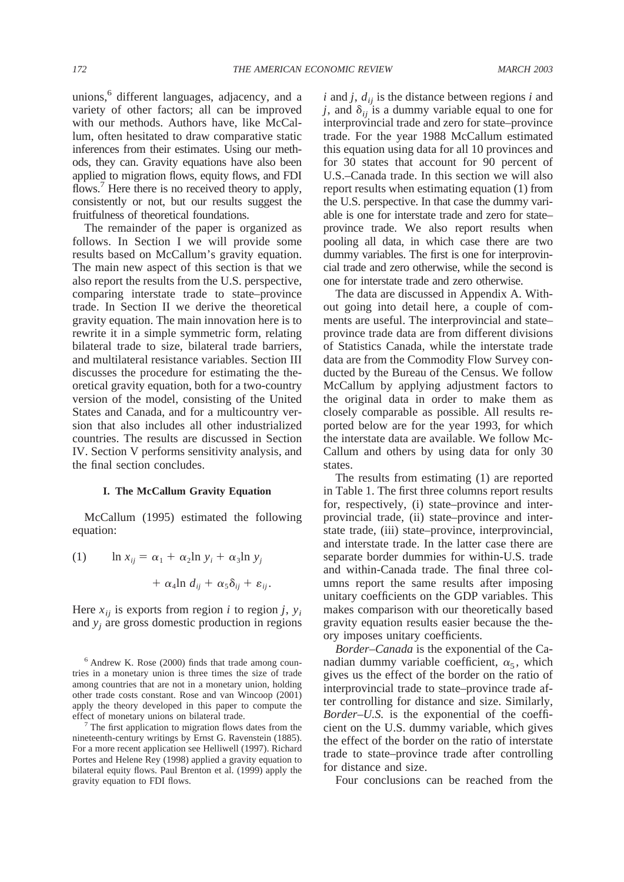unions,[6] different languages, adjacency, and a variety of other factors; all can be improved with our methods. Authors have, like McCallum, often hesitated to draw comparative static inferences from their estimates. Using our methods, they can. Gravity equations have also been applied to migration flows, equity flows, and FDI flows.[7] Here there is no received theory to apply, consistently or not, but our results suggest the fruitfulness of theoretical foundations.

The remainder of the paper is organized as follows. In Section I we will provide some results based on McCallum's gravity equation. The main new aspect of this section is that we also report the results from the U.S. perspective, comparing interstate trade to state–province trade. In Section II we derive the theoretical gravity equation. The main innovation here is to rewrite it in a simple symmetric form, relating bilateral trade to size, bilateral trade barriers, and multilateral resistance variables. Section III discusses the procedure for estimating the theoretical gravity equation, both for a two-country version of the model, consisting of the United States and Canada, and for a multicountry version that also includes all other industrialized countries. The results are discussed in Section IV. Section V performs sensitivity analysis, and the final section concludes.

## I. The McCallum Gravity Equation

McCallum (1995) estimated the following equation:

$$\text{(1)} \qquad \ln x_{ij} = \alpha_1 + \alpha_2 \ln y_i + \alpha_3 \ln y_j + \alpha_4 \ln d_{ij} + \alpha_5 \delta_{ij} + \varepsilon_{ij}.$$

Here $x_{ij}$ is exports from region $i$ to region $j$, $y_i$ and $y_j$ are gross domestic production in regions $i$ and $j$, $d_{ij}$ is the distance between regions $i$ and $j$, and $\delta_{ij}$ is a dummy variable equal to one for interprovincial trade and zero for state–province trade. For the year 1988 McCallum estimated this equation using data for all 10 provinces and for 30 states that account for 90 percent of U.S.–Canada trade. In this section we will also report results when estimating equation (1) from the U.S. perspective. In that case the dummy variable is one for interstate trade and zero for state–province trade. We also report results when pooling all data, in which case there are two dummy variables. The first is one for interprovincial trade and zero otherwise, while the second is one for interstate trade and zero otherwise.

The data are discussed in Appendix A. Without going into detail here, a couple of comments are useful. The interprovincial and state–province trade data are from different divisions of Statistics Canada, while the interstate trade data are from the Commodity Flow Survey conducted by the Bureau of the Census. We follow McCallum by applying adjustment factors to the original data in order to make them as closely comparable as possible. All results reported below are for the year 1993, for which the interstate data are available. We follow McCallum and others by using data for only 30 states.

The results from estimating (1) are reported in Table 1. The first three columns report results for, respectively, (i) state–province and interprovincial trade, (ii) state–province and interstate trade, (iii) state–province, interprovincial, and interstate trade. In the latter case there are separate border dummies for within-U.S. trade and within-Canada trade. The final three columns report the same results after imposing unitary coefficients on the GDP variables. This makes comparison with our theoretically based gravity equation results easier because the theory imposes unitary coefficients.

*Border–Canada* is the exponential of the Canadian dummy variable coefficient, $\alpha_5$, which gives us the effect of the border on the ratio of interprovincial trade to state–province trade after controlling for distance and size. Similarly, *Border–U.S.* is the exponential of the coefficient on the U.S. dummy variable, which gives the effect of the border on the ratio of interstate trade to state–province trade after controlling for distance and size.

Four conclusions can be reached from the

---

[6] Andrew K. Rose (2000) finds that trade among countries in a monetary union is three times the size of trade among countries that are not in a monetary union, holding other trade costs constant. Rose and van Wincoop (2001) apply the theory developed in this paper to compute the effect of monetary unions on bilateral trade.

[7] The first application to migration flows dates from the nineteenth-century writings by Ernst G. Ravenstein (1885). For a more recent application see Helliwell (1997). Richard Portes and Helene Rey (1998) applied a gravity equation to bilateral equity flows. Paul Brenton et al. (1999) apply the gravity equation to FDI flows.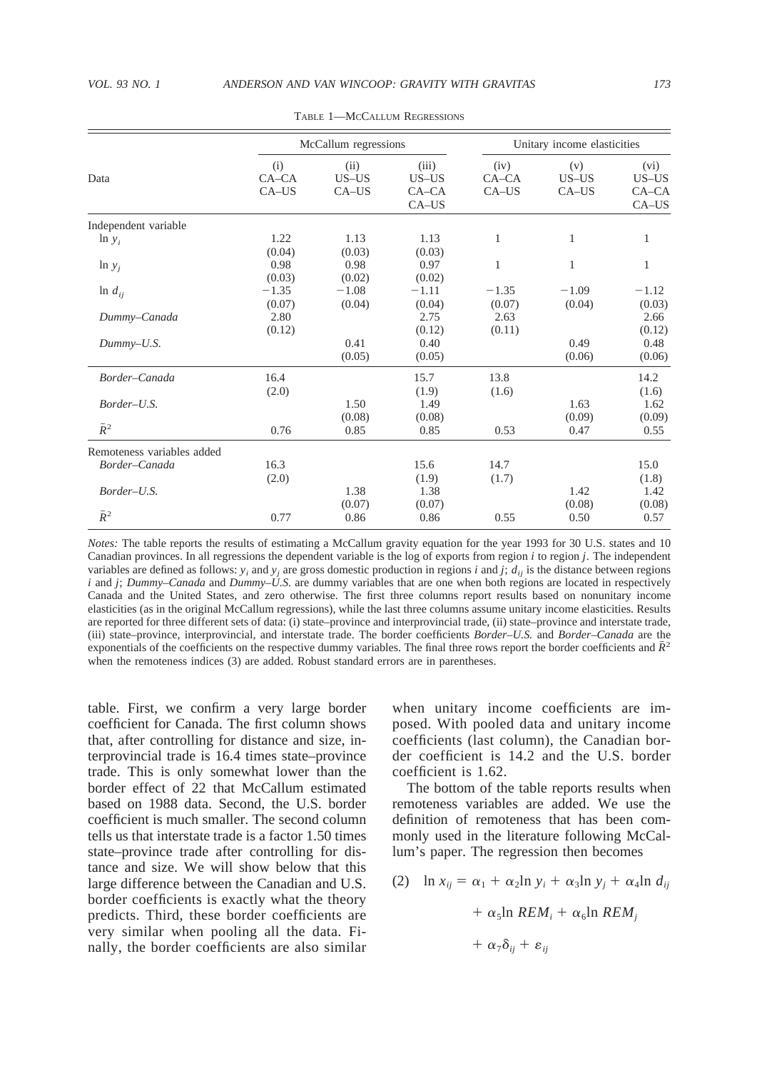Table 1—McCallum Regressions

| Data | McCallum regressions | | | Unitary income elasticities | | |
|---|---|---|---|---|---|---|
| | (i) CA–CA CA–US | (ii) US–US CA–US | (iii) US–US CA–CA CA–US | (iv) CA–CA CA–US | (v) US–US CA–US | (vi) US–US CA–CA CA–US |
| Independent variable | | | | | | |
| $\ln y_i$ | 1.22 | 1.13 | 1.13 | 1 | 1 | 1 |
| | (0.04) | (0.03) | (0.03) | | | |
| $\ln y_j$ | 0.98 | 0.98 | 0.97 | 1 | 1 | 1 |
| | (0.03) | (0.02) | (0.02) | | | |
| $\ln d_{ij}$ | −1.35 | −1.08 | −1.11 | −1.35 | −1.09 | −1.12 |
| | (0.07) | (0.04) | (0.04) | (0.07) | (0.04) | (0.03) |
| *Dummy–Canada* | 2.80 | | 2.75 | 2.63 | | 2.66 |
| | (0.12) | | (0.12) | (0.11) | | (0.12) |
| *Dummy–U.S.* | | 0.41 | 0.40 | | 0.49 | 0.48 |
| | | (0.05) | (0.05) | | (0.06) | (0.06) |
| *Border–Canada* | 16.4 | | 15.7 | 13.8 | | 14.2 |
| | (2.0) | | (1.9) | (1.6) | | (1.6) |
| *Border–U.S.* | | 1.50 | 1.49 | | 1.63 | 1.62 |
| | | (0.08) | (0.08) | | (0.09) | (0.09) |
| $\bar{R}^2$ | 0.76 | 0.85 | 0.85 | 0.53 | 0.47 | 0.55 |
| Remoteness variables added | | | | | | |
| *Border–Canada* | 16.3 | | 15.6 | 14.7 | | 15.0 |
| | (2.0) | | (1.9) | (1.7) | | (1.8) |
| *Border–U.S.* | | 1.38 | 1.38 | | 1.42 | 1.42 |
| | | (0.07) | (0.07) | | (0.08) | (0.08) |
| $\bar{R}^2$ | 0.77 | 0.86 | 0.86 | 0.55 | 0.50 | 0.57 |

*Notes:* The table reports the results of estimating a McCallum gravity equation for the year 1993 for 30 U.S. states and 10 Canadian provinces. In all regressions the dependent variable is the log of exports from region $i$ to region $j$. The independent variables are defined as follows: $y_i$ and $y_j$ are gross domestic production in regions $i$ and $j$; $d_{ij}$ is the distance between regions $i$ and $j$; *Dummy–Canada* and *Dummy–U.S.* are dummy variables that are one when both regions are located in respectively Canada and the United States, and zero otherwise. The first three columns report results based on nonunitary income elasticities (as in the original McCallum regressions), while the last three columns assume unitary income elasticities. Results are reported for three different sets of data: (i) state–province and interprovincial trade, (ii) state–province and interstate trade, (iii) state–province, interprovincial, and interstate trade. The border coefficients *Border–U.S.* and *Border–Canada* are the exponentials of the coefficients on the respective dummy variables. The final three rows report the border coefficients and $\bar{R}^2$ when the remoteness indices (3) are added. Robust standard errors are in parentheses.

table. First, we confirm a very large border coefficient for Canada. The first column shows that, after controlling for distance and size, interprovincial trade is 16.4 times state–province trade. This is only somewhat lower than the border effect of 22 that McCallum estimated based on 1988 data. Second, the U.S. border coefficient is much smaller. The second column tells us that interstate trade is a factor 1.50 times state–province trade after controlling for distance and size. We will show below that this large difference between the Canadian and U.S. border coefficients is exactly what the theory predicts. Third, these border coefficients are very similar when pooling all the data. Finally, the border coefficients are also similar when unitary income coefficients are imposed. With pooled data and unitary income coefficients (last column), the Canadian border coefficient is 14.2 and the U.S. border coefficient is 1.62.

The bottom of the table reports results when remoteness variables are added. We use the definition of remoteness that has been commonly used in the literature following McCallum's paper. The regression then becomes

$$(2)\quad \ln x_{ij} = \alpha_1 + \alpha_2 \ln y_i + \alpha_3 \ln y_j + \alpha_4 \ln d_{ij} + \alpha_5 \ln REM_i + \alpha_6 \ln REM_j + \alpha_7 \delta_{ij} + \varepsilon_{ij}$$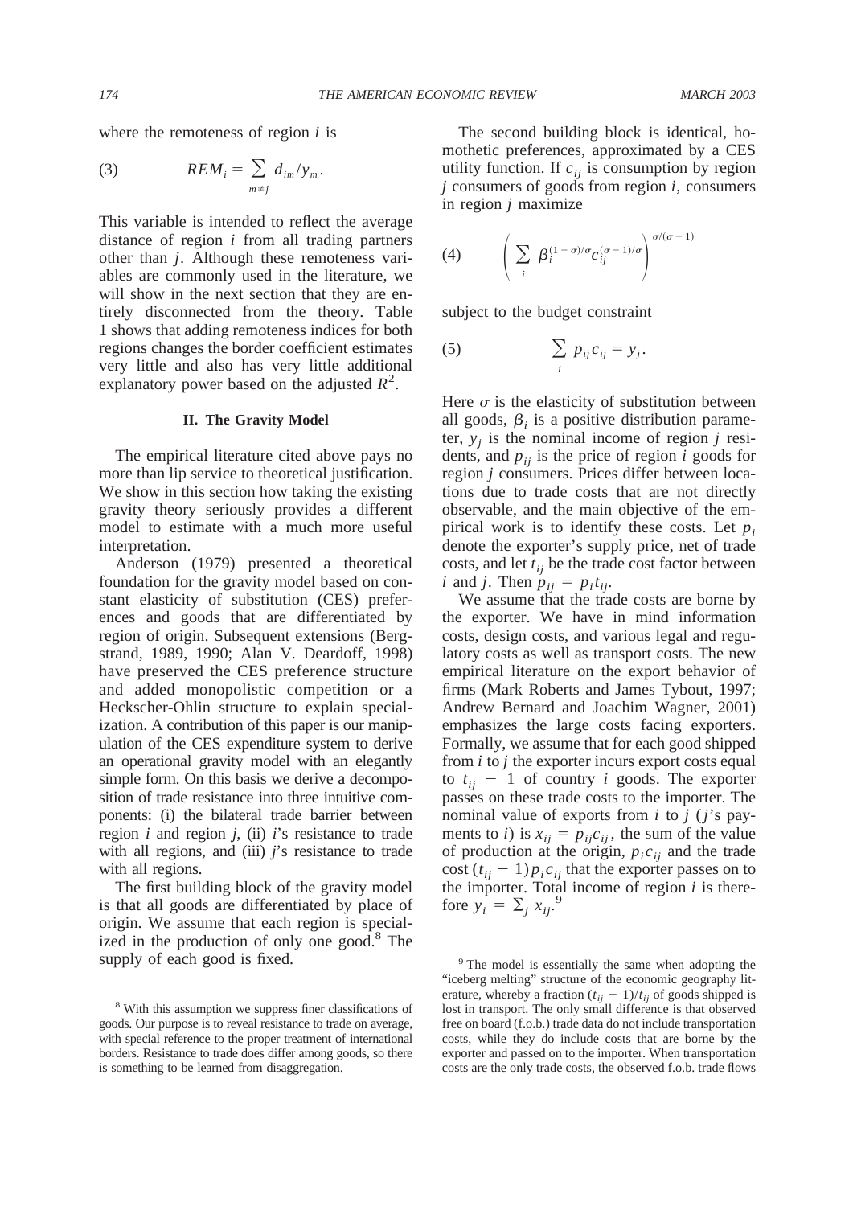where the remoteness of region $i$ is

$$REM_i = \sum_{m \neq j} d_{im}/y_m. \tag{3}$$

This variable is intended to reflect the average distance of region $i$ from all trading partners other than $j$. Although these remoteness variables are commonly used in the literature, we will show in the next section that they are entirely disconnected from the theory. Table 1 shows that adding remoteness indices for both regions changes the border coefficient estimates very little and also has very little additional explanatory power based on the adjusted $R^2$.

## II. The Gravity Model

The empirical literature cited above pays no more than lip service to theoretical justification. We show in this section how taking the existing gravity theory seriously provides a different model to estimate with a much more useful interpretation.

Anderson (1979) presented a theoretical foundation for the gravity model based on constant elasticity of substitution (CES) preferences and goods that are differentiated by region of origin. Subsequent extensions (Bergstrand, 1989, 1990; Alan V. Deardoff, 1998) have preserved the CES preference structure and added monopolistic competition or a Heckscher-Ohlin structure to explain specialization. A contribution of this paper is our manipulation of the CES expenditure system to derive an operational gravity model with an elegantly simple form. On this basis we derive a decomposition of trade resistance into three intuitive components: (i) the bilateral trade barrier between region $i$ and region $j$, (ii) $i$'s resistance to trade with all regions, and (iii) $j$'s resistance to trade with all regions.

The first building block of the gravity model is that all goods are differentiated by place of origin. We assume that each region is specialized in the production of only one good.[8] The supply of each good is fixed.

The second building block is identical, homothetic preferences, approximated by a CES utility function. If $c_{ij}$ is consumption by region $j$ consumers of goods from region $i$, consumers in region $j$ maximize

$$\left( \sum_i \beta_i^{(1-\sigma)/\sigma} c_{ij}^{(\sigma-1)/\sigma} \right)^{\sigma/(\sigma-1)} \tag{4}$$

subject to the budget constraint

$$\sum_i p_{ij} c_{ij} = y_j. \tag{5}$$

Here $\sigma$ is the elasticity of substitution between all goods, $\beta_i$ is a positive distribution parameter, $y_j$ is the nominal income of region $j$ residents, and $p_{ij}$ is the price of region $i$ goods for region $j$ consumers. Prices differ between locations due to trade costs that are not directly observable, and the main objective of the empirical work is to identify these costs. Let $p_i$ denote the exporter's supply price, net of trade costs, and let $t_{ij}$ be the trade cost factor between $i$ and $j$. Then $p_{ij} = p_i t_{ij}$.

We assume that the trade costs are borne by the exporter. We have in mind information costs, design costs, and various legal and regulatory costs as well as transport costs. The new empirical literature on the export behavior of firms (Mark Roberts and James Tybout, 1997; Andrew Bernard and Joachim Wagner, 2001) emphasizes the large costs facing exporters. Formally, we assume that for each good shipped from $i$ to $j$ the exporter incurs export costs equal to $t_{ij} - 1$ of country $i$ goods. The exporter passes on these trade costs to the importer. The nominal value of exports from $i$ to $j$ ($j$'s payments to $i$) is $x_{ij} = p_{ij} c_{ij}$, the sum of the value of production at the origin, $p_i c_{ij}$ and the trade cost $(t_{ij} - 1) p_i c_{ij}$ that the exporter passes on to the importer. Total income of region $i$ is therefore $y_i = \sum_j x_{ij}$.[9]

---

[8] With this assumption we suppress finer classifications of goods. Our purpose is to reveal resistance to trade on average, with special reference to the proper treatment of international borders. Resistance to trade does differ among goods, so there is something to be learned from disaggregation.

[9] The model is essentially the same when adopting the "iceberg melting" structure of the economic geography literature, whereby a fraction $(t_{ij} - 1)/t_{ij}$ of goods shipped is lost in transport. The only small difference is that observed free on board (f.o.b.) trade data do not include transportation costs, while they do include costs that are borne by the exporter and passed on to the importer. When transportation costs are the only trade costs, the observed f.o.b. trade flows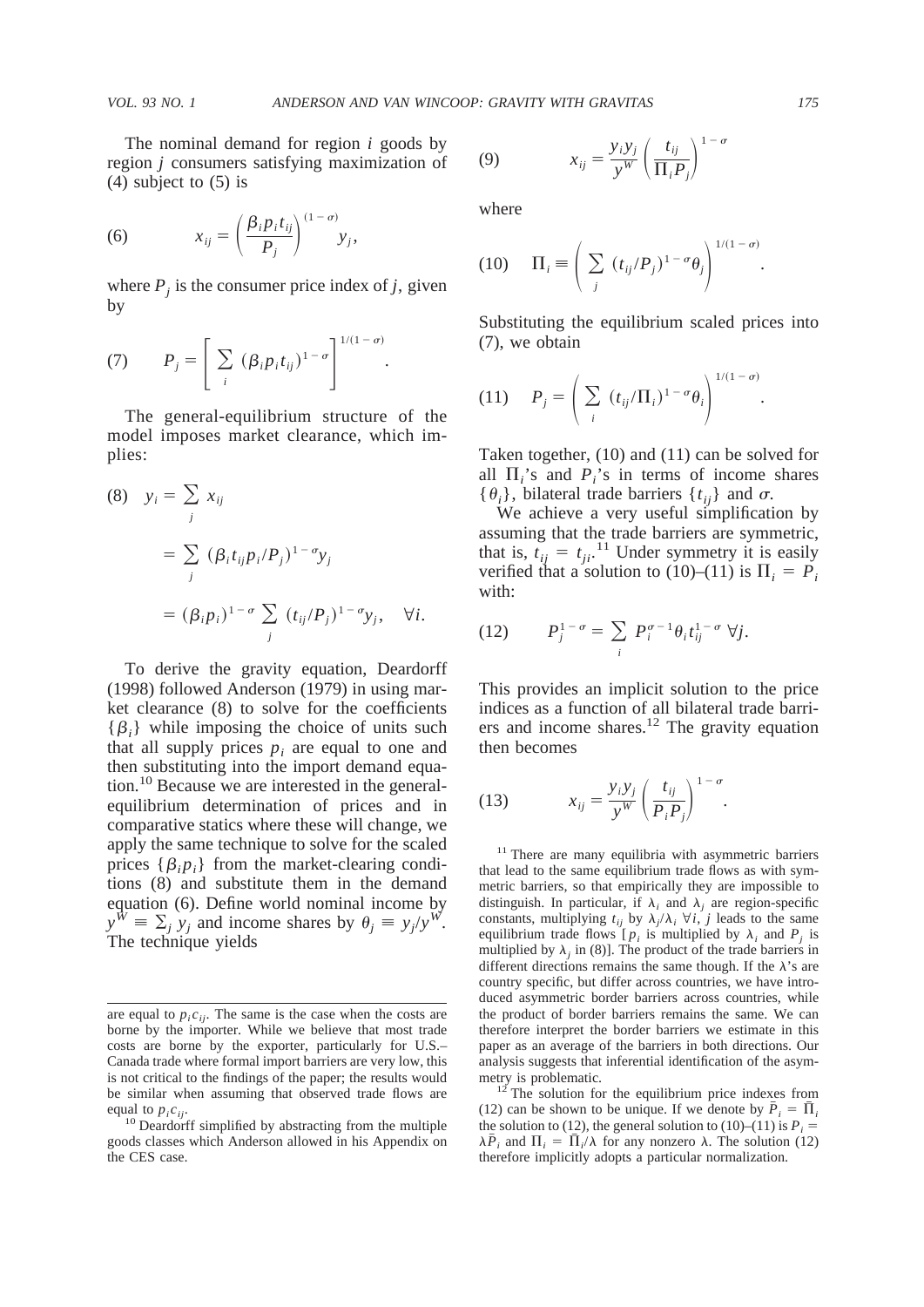The nominal demand for region $i$ goods by region $j$ consumers satisfying maximization of (4) subject to (5) is

$$x_{ij} = \left(\frac{\beta_i p_i t_{ij}}{P_j}\right)^{(1-\sigma)} y_j, \tag{6}$$

where $P_j$ is the consumer price index of $j$, given by

$$P_j = \left[\sum_i (\beta_i p_i t_{ij})^{1-\sigma}\right]^{1/(1-\sigma)}. \tag{7}$$

The general-equilibrium structure of the model imposes market clearance, which implies:

$$\begin{aligned} y_i &= \sum_j x_{ij} \\ &= \sum_j (\beta_i t_{ij} p_i / P_j)^{1-\sigma} y_j \\ &= (\beta_i p_i)^{1-\sigma} \sum_j (t_{ij}/P_j)^{1-\sigma} y_j, \quad \forall i. \end{aligned} \tag{8}$$

To derive the gravity equation, Deardorff (1998) followed Anderson (1979) in using market clearance (8) to solve for the coefficients $\{\beta_i\}$ while imposing the choice of units such that all supply prices $p_i$ are equal to one and then substituting into the import demand equation.[10] Because we are interested in the general-equilibrium determination of prices and in comparative statics where these will change, we apply the same technique to solve for the scaled prices $\{\beta_i p_i\}$ from the market-clearing conditions (8) and substitute them in the demand equation (6). Define world nominal income by $y^W \equiv \sum_j y_j$ and income shares by $\theta_j \equiv y_j / y^W$. The technique yields

$$x_{ij} = \frac{y_i y_j}{y^W}\left(\frac{t_{ij}}{\Pi_i P_j}\right)^{1-\sigma} \tag{9}$$

where

$$\Pi_i \equiv \left(\sum_j (t_{ij}/P_j)^{1-\sigma} \theta_j\right)^{1/(1-\sigma)}. \tag{10}$$

Substituting the equilibrium scaled prices into (7), we obtain

$$P_j = \left(\sum_i (t_{ij}/\Pi_i)^{1-\sigma} \theta_i\right)^{1/(1-\sigma)}. \tag{11}$$

Taken together, (10) and (11) can be solved for all $\Pi_i$'s and $P_i$'s in terms of income shares $\{\theta_i\}$, bilateral trade barriers $\{t_{ij}\}$ and $\sigma$.

We achieve a very useful simplification by assuming that the trade barriers are symmetric, that is, $t_{ij} = t_{ji}$.[11] Under symmetry it is easily verified that a solution to (10)–(11) is $\Pi_i = P_i$ with:

$$P_j^{1-\sigma} = \sum_i P_i^{\sigma-1} \theta_i t_{ij}^{1-\sigma} \;\forall j. \tag{12}$$

This provides an implicit solution to the price indices as a function of all bilateral trade barriers and income shares.[12] The gravity equation then becomes

$$x_{ij} = \frac{y_i y_j}{y^W}\left(\frac{t_{ij}}{P_i P_j}\right)^{1-\sigma}. \tag{13}$$

---

are equal to $p_i c_{ij}$. The same is the case when the costs are borne by the importer. While we believe that most trade costs are borne by the exporter, particularly for U.S.–Canada trade where formal import barriers are very low, this is not critical to the findings of the paper; the results would be similar when assuming that observed trade flows are equal to $p_i c_{ij}$.

[10] Deardorff simplified by abstracting from the multiple goods classes which Anderson allowed in his Appendix on the CES case.

[11] There are many equilibria with asymmetric barriers that lead to the same equilibrium trade flows as with symmetric barriers, so that empirically they are impossible to distinguish. In particular, if $\lambda_i$ and $\lambda_j$ are region-specific constants, multiplying $t_{ij}$ by $\lambda_j/\lambda_i \;\forall i, j$ leads to the same equilibrium trade flows [$p_i$ is multiplied by $\lambda_i$ and $P_j$ is multiplied by $\lambda_j$ in (8)]. The product of the trade barriers in different directions remains the same though. If the $\lambda$'s are country specific, but differ across countries, we have introduced asymmetric border barriers across countries, while the product of border barriers remains the same. We can therefore interpret the border barriers we estimate in this paper as an average of the barriers in both directions. Our analysis suggests that inferential identification of the asymmetry is problematic.

[12] The solution for the equilibrium price indexes from (12) can be shown to be unique. If we denote by $\bar{P}_i = \bar{\Pi}_i$ the solution to (12), the general solution to (10)–(11) is $P_i = \lambda \bar{P}_i$ and $\Pi_i = \bar{\Pi}_i/\lambda$ for any nonzero $\lambda$. The solution (12) therefore implicitly adopts a particular normalization.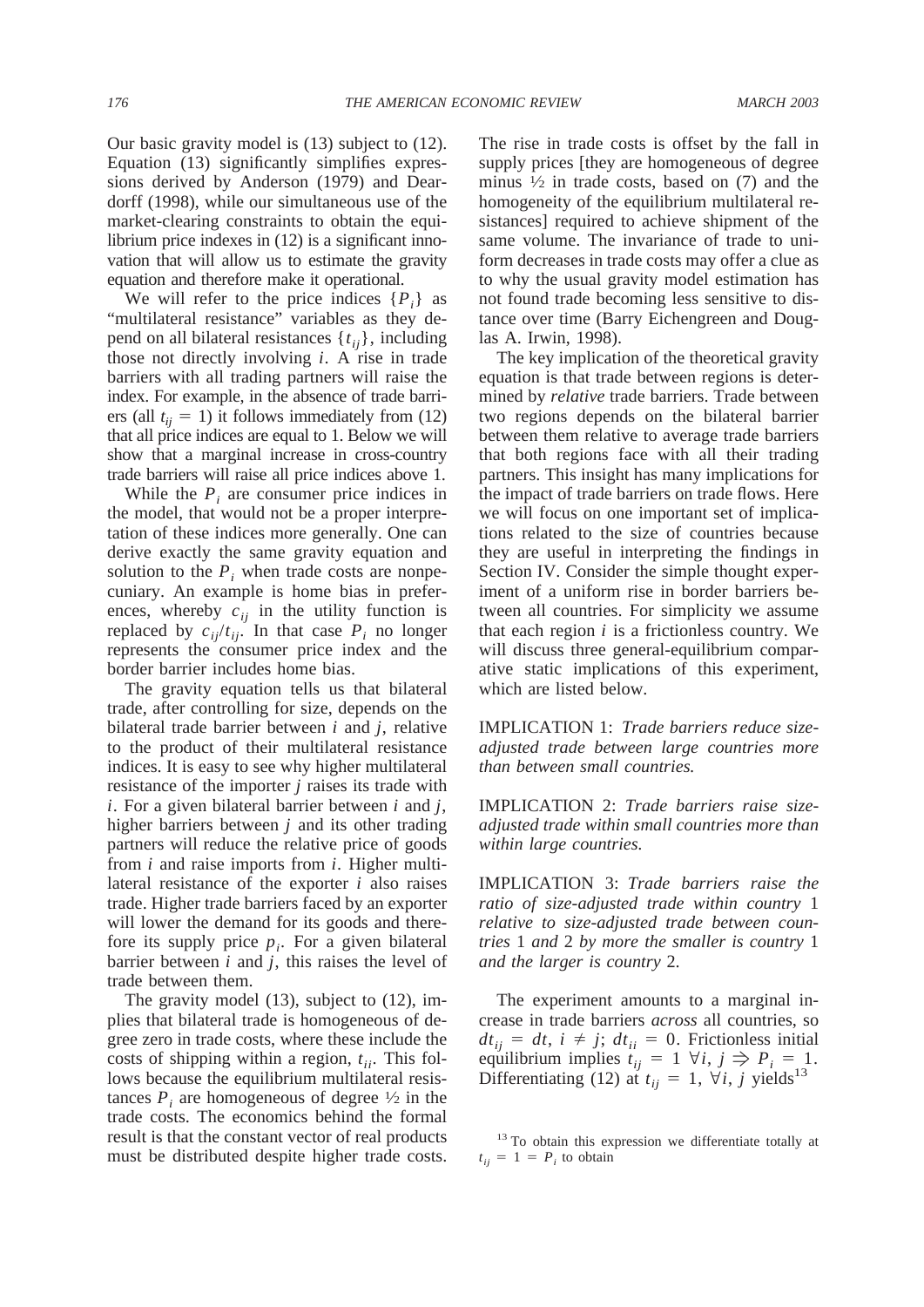Our basic gravity model is (13) subject to (12). Equation (13) significantly simplifies expressions derived by Anderson (1979) and Deardorff (1998), while our simultaneous use of the market-clearing constraints to obtain the equilibrium price indexes in (12) is a significant innovation that will allow us to estimate the gravity equation and therefore make it operational.

We will refer to the price indices $\{P_i\}$ as "multilateral resistance" variables as they depend on all bilateral resistances $\{t_{ij}\}$, including those not directly involving $i$. A rise in trade barriers with all trading partners will raise the index. For example, in the absence of trade barriers (all $t_{ij} = 1$) it follows immediately from (12) that all price indices are equal to 1. Below we will show that a marginal increase in cross-country trade barriers will raise all price indices above 1.

While the $P_i$ are consumer price indices in the model, that would not be a proper interpretation of these indices more generally. One can derive exactly the same gravity equation and solution to the $P_i$ when trade costs are nonpecuniary. An example is home bias in preferences, whereby $c_{ij}$ in the utility function is replaced by $c_{ij}/t_{ij}$. In that case $P_i$ no longer represents the consumer price index and the border barrier includes home bias.

The gravity equation tells us that bilateral trade, after controlling for size, depends on the bilateral trade barrier between $i$ and $j$, relative to the product of their multilateral resistance indices. It is easy to see why higher multilateral resistance of the importer $j$ raises its trade with $i$. For a given bilateral barrier between $i$ and $j$, higher barriers between $j$ and its other trading partners will reduce the relative price of goods from $i$ and raise imports from $i$. Higher multilateral resistance of the exporter $i$ also raises trade. Higher trade barriers faced by an exporter will lower the demand for its goods and therefore its supply price $p_i$. For a given bilateral barrier between $i$ and $j$, this raises the level of trade between them.

The gravity model (13), subject to (12), implies that bilateral trade is homogeneous of degree zero in trade costs, where these include the costs of shipping within a region, $t_{ii}$. This follows because the equilibrium multilateral resistances $P_i$ are homogeneous of degree ½ in the trade costs. The economics behind the formal result is that the constant vector of real products must be distributed despite higher trade costs. The rise in trade costs is offset by the fall in supply prices [they are homogeneous of degree minus ½ in trade costs, based on (7) and the homogeneity of the equilibrium multilateral resistances] required to achieve shipment of the same volume. The invariance of trade to uniform decreases in trade costs may offer a clue as to why the usual gravity model estimation has not found trade becoming less sensitive to distance over time (Barry Eichengreen and Douglas A. Irwin, 1998).

The key implication of the theoretical gravity equation is that trade between regions is determined by *relative* trade barriers. Trade between two regions depends on the bilateral barrier between them relative to average trade barriers that both regions face with all their trading partners. This insight has many implications for the impact of trade barriers on trade flows. Here we will focus on one important set of implications related to the size of countries because they are useful in interpreting the findings in Section IV. Consider the simple thought experiment of a uniform rise in border barriers between all countries. For simplicity we assume that each region $i$ is a frictionless country. We will discuss three general-equilibrium comparative static implications of this experiment, which are listed below.

IMPLICATION 1: *Trade barriers reduce size-adjusted trade between large countries more than between small countries.*

IMPLICATION 2: *Trade barriers raise size-adjusted trade within small countries more than within large countries.*

IMPLICATION 3: *Trade barriers raise the ratio of size-adjusted trade within country* 1 *relative to size-adjusted trade between countries* 1 *and* 2 *by more the smaller is country* 1 *and the larger is country* 2.

The experiment amounts to a marginal increase in trade barriers *across* all countries, so $dt_{ij} = dt$, $i \neq j$; $dt_{ii} = 0$. Frictionless initial equilibrium implies $t_{ij} = 1 \ \forall i, j \Rightarrow P_i = 1$. Differentiating (12) at $t_{ij} = 1$, $\forall i, j$ yields[13]

[13] To obtain this expression we differentiate totally at $t_{ij} = 1 = P_i$ to obtain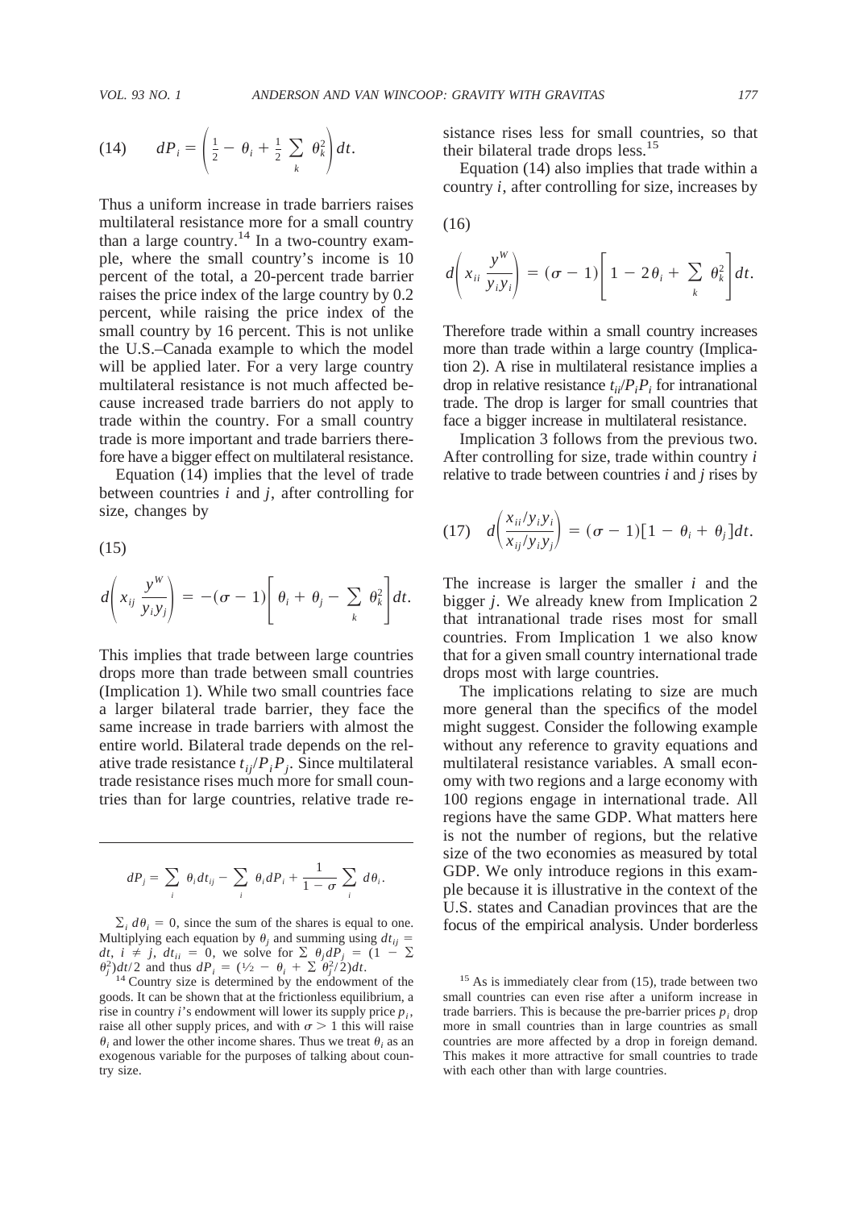$$dP_i = \left( \tfrac{1}{2} - \theta_i + \tfrac{1}{2} \sum_k \theta_k^2 \right) dt. \tag{14}$$

Thus a uniform increase in trade barriers raises multilateral resistance more for a small country than a large country.[14] In a two-country example, where the small country's income is 10 percent of the total, a 20-percent trade barrier raises the price index of the large country by 0.2 percent, while raising the price index of the small country by 16 percent. This is not unlike the U.S.–Canada example to which the model will be applied later. For a very large country multilateral resistance is not much affected because increased trade barriers do not apply to trade within the country. For a small country trade is more important and trade barriers therefore have a bigger effect on multilateral resistance.

Equation (14) implies that the level of trade between countries $i$ and $j$, after controlling for size, changes by

$$d\left( x_{ij} \frac{y^W}{y_i y_j} \right) = -(\sigma - 1) \left[ \theta_i + \theta_j - \sum_k \theta_k^2 \right] dt. \tag{15}$$

This implies that trade between large countries drops more than trade between small countries (Implication 1). While two small countries face a larger bilateral trade barrier, they face the same increase in trade barriers with almost the entire world. Bilateral trade depends on the relative trade resistance $t_{ij}/P_i P_j$. Since multilateral trade resistance rises much more for small countries than for large countries, relative trade resistance rises less for small countries, so that their bilateral trade drops less.[15]

Equation (14) also implies that trade within a country $i$, after controlling for size, increases by

$$d\left( x_{ii} \frac{y^W}{y_i y_i} \right) = (\sigma - 1) \left[ 1 - 2\theta_i + \sum_k \theta_k^2 \right] dt. \tag{16}$$

Therefore trade within a small country increases more than trade within a large country (Implication 2). A rise in multilateral resistance implies a drop in relative resistance $t_{ii}/P_i P_i$ for intranational trade. The drop is larger for small countries that face a bigger increase in multilateral resistance.

Implication 3 follows from the previous two. After controlling for size, trade within country $i$ relative to trade between countries $i$ and $j$ rises by

$$d\left( \frac{x_{ii}/y_i y_i}{x_{ij}/y_i y_j} \right) = (\sigma - 1)[1 - \theta_i + \theta_j] dt. \tag{17}$$

The increase is larger the smaller $i$ and the bigger $j$. We already knew from Implication 2 that intranational trade rises most for small countries. From Implication 1 we also know that for a given small country international trade drops most with large countries.

The implications relating to size are much more general than the specifics of the model might suggest. Consider the following example without any reference to gravity equations and multilateral resistance variables. A small economy with two regions and a large economy with 100 regions engage in international trade. All regions have the same GDP. What matters here is not the number of regions, but the relative size of the two economies as measured by total GDP. We only introduce regions in this example because it is illustrative in the context of the U.S. states and Canadian provinces that are the focus of the empirical analysis. Under borderless

---

$$dP_j = \sum_i \theta_i dt_{ij} - \sum_i \theta_i dP_i + \frac{1}{1 - \sigma} \sum_i d\theta_i.$$

$\sum_i d\theta_i = 0$, since the sum of the shares is equal to one. Multiplying each equation by $\theta_j$ and summing using $dt_{ij} = dt$, $i \neq j$, $dt_{ii} = 0$, we solve for $\sum \theta_j dP_j = (1 - \sum \theta_j^2) dt/2$ and thus $dP_i = (\tfrac{1}{2} - \theta_i + \sum \theta_j^2/2) dt$.

[14] Country size is determined by the endowment of the goods. It can be shown that at the frictionless equilibrium, a rise in country $i$'s endowment will lower its supply price $p_i$, raise all other supply prices, and with $\sigma > 1$ this will raise $\theta_i$ and lower the other income shares. Thus we treat $\theta_i$ as an exogenous variable for the purposes of talking about country size.

[15] As is immediately clear from (15), trade between two small countries can even rise after a uniform increase in trade barriers. This is because the pre-barrier prices $p_i$ drop more in small countries than in large countries as small countries are more affected by a drop in foreign demand. This makes it more attractive for small countries to trade with each other than with large countries.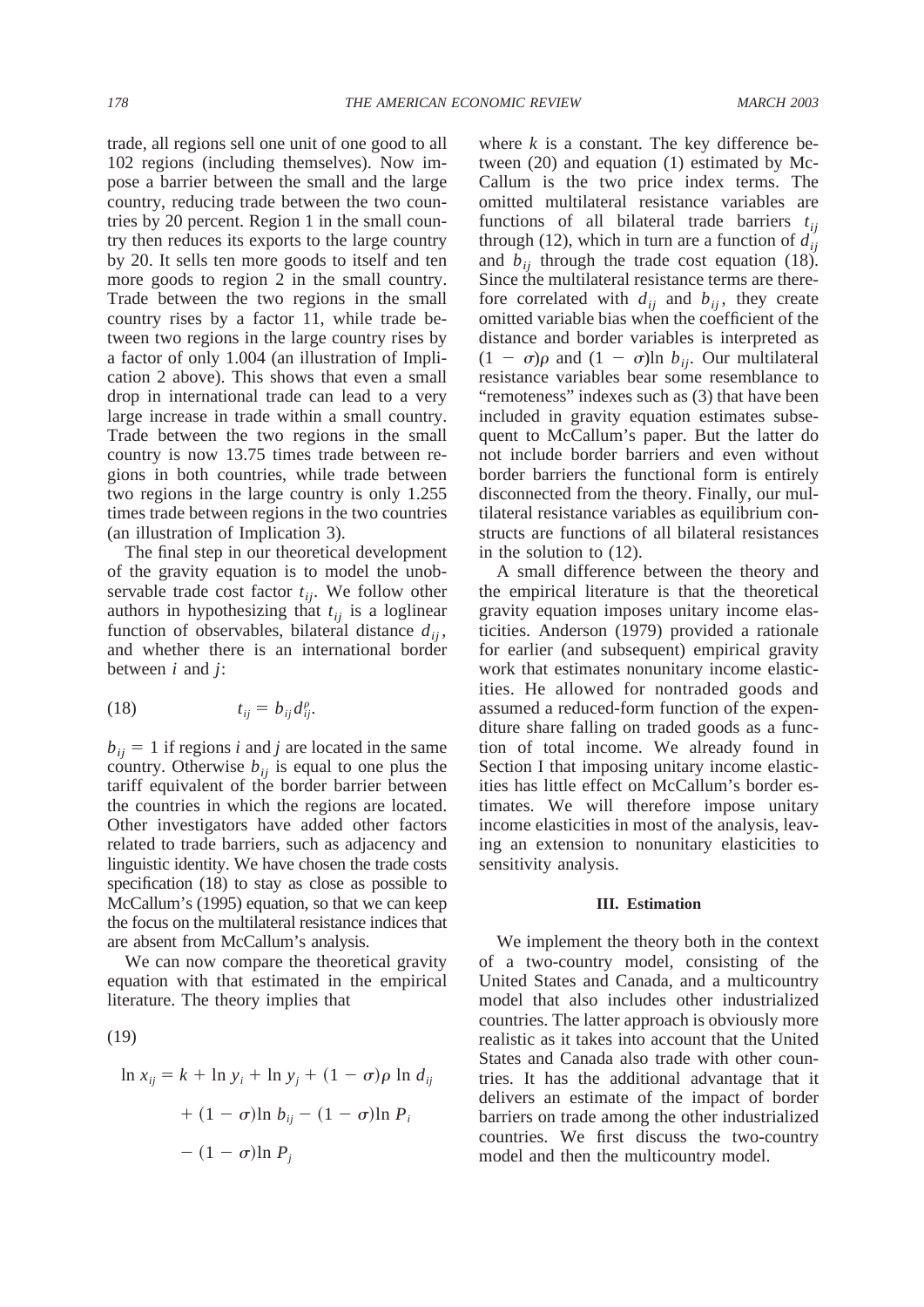trade, all regions sell one unit of one good to all 102 regions (including themselves). Now impose a barrier between the small and the large country, reducing trade between the two countries by 20 percent. Region 1 in the small country then reduces its exports to the large country by 20. It sells ten more goods to itself and ten more goods to region 2 in the small country. Trade between the two regions in the small country rises by a factor 11, while trade between two regions in the large country rises by a factor of only 1.004 (an illustration of Implication 2 above). This shows that even a small drop in international trade can lead to a very large increase in trade within a small country. Trade between the two regions in the small country is now 13.75 times trade between regions in both countries, while trade between two regions in the large country is only 1.255 times trade between regions in the two countries (an illustration of Implication 3).

The final step in our theoretical development of the gravity equation is to model the unobservable trade cost factor $t_{ij}$. We follow other authors in hypothesizing that $t_{ij}$ is a loglinear function of observables, bilateral distance $d_{ij}$, and whether there is an international border between $i$ and $j$:

$$t_{ij} = b_{ij} d_{ij}^{\rho}. \tag{18}$$

$b_{ij} = 1$ if regions $i$ and $j$ are located in the same country. Otherwise $b_{ij}$ is equal to one plus the tariff equivalent of the border barrier between the countries in which the regions are located. Other investigators have added other factors related to trade barriers, such as adjacency and linguistic identity. We have chosen the trade costs specification (18) to stay as close as possible to McCallum's (1995) equation, so that we can keep the focus on the multilateral resistance indices that are absent from McCallum's analysis.

We can now compare the theoretical gravity equation with that estimated in the empirical literature. The theory implies that

$$\ln x_{ij} = k + \ln y_i + \ln y_j + (1-\sigma)\rho \ln d_{ij} + (1-\sigma)\ln b_{ij} - (1-\sigma)\ln P_i - (1-\sigma)\ln P_j \tag{19}$$

where $k$ is a constant. The key difference between (20) and equation (1) estimated by McCallum is the two price index terms. The omitted multilateral resistance variables are functions of all bilateral trade barriers $t_{ij}$ through (12), which in turn are a function of $d_{ij}$ and $b_{ij}$ through the trade cost equation (18). Since the multilateral resistance terms are therefore correlated with $d_{ij}$ and $b_{ij}$, they create omitted variable bias when the coefficient of the distance and border variables is interpreted as $(1-\sigma)\rho$ and $(1-\sigma)\ln b_{ij}$. Our multilateral resistance variables bear some resemblance to "remoteness" indexes such as (3) that have been included in gravity equation estimates subsequent to McCallum's paper. But the latter do not include border barriers and even without border barriers the functional form is entirely disconnected from the theory. Finally, our multilateral resistance variables as equilibrium constructs are functions of all bilateral resistances in the solution to (12).

A small difference between the theory and the empirical literature is that the theoretical gravity equation imposes unitary income elasticities. Anderson (1979) provided a rationale for earlier (and subsequent) empirical gravity work that estimates nonunitary income elasticities. He allowed for nontraded goods and assumed a reduced-form function of the expenditure share falling on traded goods as a function of total income. We already found in Section I that imposing unitary income elasticities has little effect on McCallum's border estimates. We will therefore impose unitary income elasticities in most of the analysis, leaving an extension to nonunitary elasticities to sensitivity analysis.

## III. Estimation

We implement the theory both in the context of a two-country model, consisting of the United States and Canada, and a multicountry model that also includes other industrialized countries. The latter approach is obviously more realistic as it takes into account that the United States and Canada also trade with other countries. It has the additional advantage that it delivers an estimate of the impact of border barriers on trade among the other industrialized countries. We first discuss the two-country model and then the multicountry model.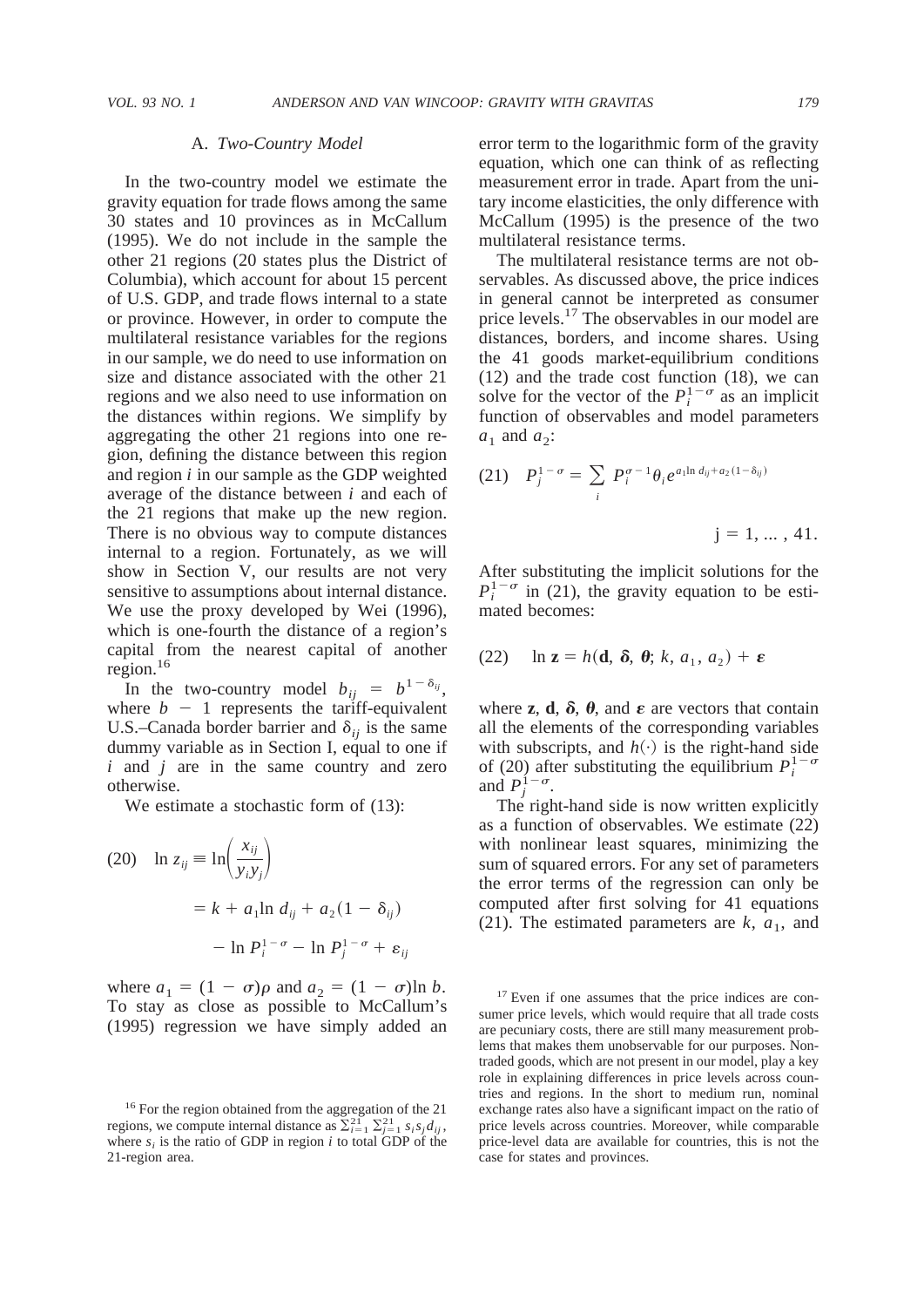### A. *Two-Country Model*

In the two-country model we estimate the gravity equation for trade flows among the same 30 states and 10 provinces as in McCallum (1995). We do not include in the sample the other 21 regions (20 states plus the District of Columbia), which account for about 15 percent of U.S. GDP, and trade flows internal to a state or province. However, in order to compute the multilateral resistance variables for the regions in our sample, we do need to use information on size and distance associated with the other 21 regions and we also need to use information on the distances within regions. We simplify by aggregating the other 21 regions into one region, defining the distance between this region and region $i$ in our sample as the GDP weighted average of the distance between $i$ and each of the 21 regions that make up the new region. There is no obvious way to compute distances internal to a region. Fortunately, as we will show in Section V, our results are not very sensitive to assumptions about internal distance. We use the proxy developed by Wei (1996), which is one-fourth the distance of a region's capital from the nearest capital of another region.[16]

In the two-country model $b_{ij} = b^{1-\delta_{ij}}$, where $b - 1$ represents the tariff-equivalent U.S.–Canada border barrier and $\delta_{ij}$ is the same dummy variable as in Section I, equal to one if $i$ and $j$ are in the same country and zero otherwise.

We estimate a stochastic form of (13):

$$\text{(20)} \quad \ln z_{ij} \equiv \ln\left(\frac{x_{ij}}{y_i y_j}\right) = k + a_1 \ln d_{ij} + a_2(1 - \delta_{ij}) - \ln P_i^{1-\sigma} - \ln P_j^{1-\sigma} + \varepsilon_{ij}$$

where $a_1 = (1 - \sigma)\rho$ and $a_2 = (1 - \sigma)\ln b$. To stay as close as possible to McCallum's (1995) regression we have simply added an error term to the logarithmic form of the gravity equation, which one can think of as reflecting measurement error in trade. Apart from the unitary income elasticities, the only difference with McCallum (1995) is the presence of the two multilateral resistance terms.

The multilateral resistance terms are not observables. As discussed above, the price indices in general cannot be interpreted as consumer price levels.[17] The observables in our model are distances, borders, and income shares. Using the 41 goods market-equilibrium conditions (12) and the trade cost function (18), we can solve for the vector of the $P_i^{1-\sigma}$ as an implicit function of observables and model parameters $a_1$ and $a_2$:

$$\text{(21)} \quad P_j^{1-\sigma} = \sum_i P_i^{\sigma-1} \theta_i e^{a_1 \ln d_{ij} + a_2(1-\delta_{ij})} \qquad j = 1, \ldots, 41.$$

After substituting the implicit solutions for the $P_i^{1-\sigma}$ in (21), the gravity equation to be estimated becomes:

$$\text{(22)} \quad \ln \mathbf{z} = h(\mathbf{d}, \boldsymbol{\delta}, \boldsymbol{\theta}; k, a_1, a_2) + \boldsymbol{\varepsilon}$$

where $\mathbf{z}$, $\mathbf{d}$, $\boldsymbol{\delta}$, $\boldsymbol{\theta}$, and $\boldsymbol{\varepsilon}$ are vectors that contain all the elements of the corresponding variables with subscripts, and $h(\cdot)$ is the right-hand side of (20) after substituting the equilibrium $P_i^{1-\sigma}$ and $P_j^{1-\sigma}$.

The right-hand side is now written explicitly as a function of observables. We estimate (22) with nonlinear least squares, minimizing the sum of squared errors. For any set of parameters the error terms of the regression can only be computed after first solving for 41 equations (21). The estimated parameters are $k$, $a_1$, and

[16] For the region obtained from the aggregation of the 21 regions, we compute internal distance as $\sum_{i=1}^{21} \sum_{j=1}^{21} s_i s_j d_{ij}$, where $s_i$ is the ratio of GDP in region $i$ to total GDP of the 21-region area.

[17] Even if one assumes that the price indices are consumer price levels, which would require that all trade costs are pecuniary costs, there are still many measurement problems that makes them unobservable for our purposes. Nontraded goods, which are not present in our model, play a key role in explaining differences in price levels across countries and regions. In the short to medium run, nominal exchange rates also have a significant impact on the ratio of price levels across countries. Moreover, while comparable price-level data are available for countries, this is not the case for states and provinces.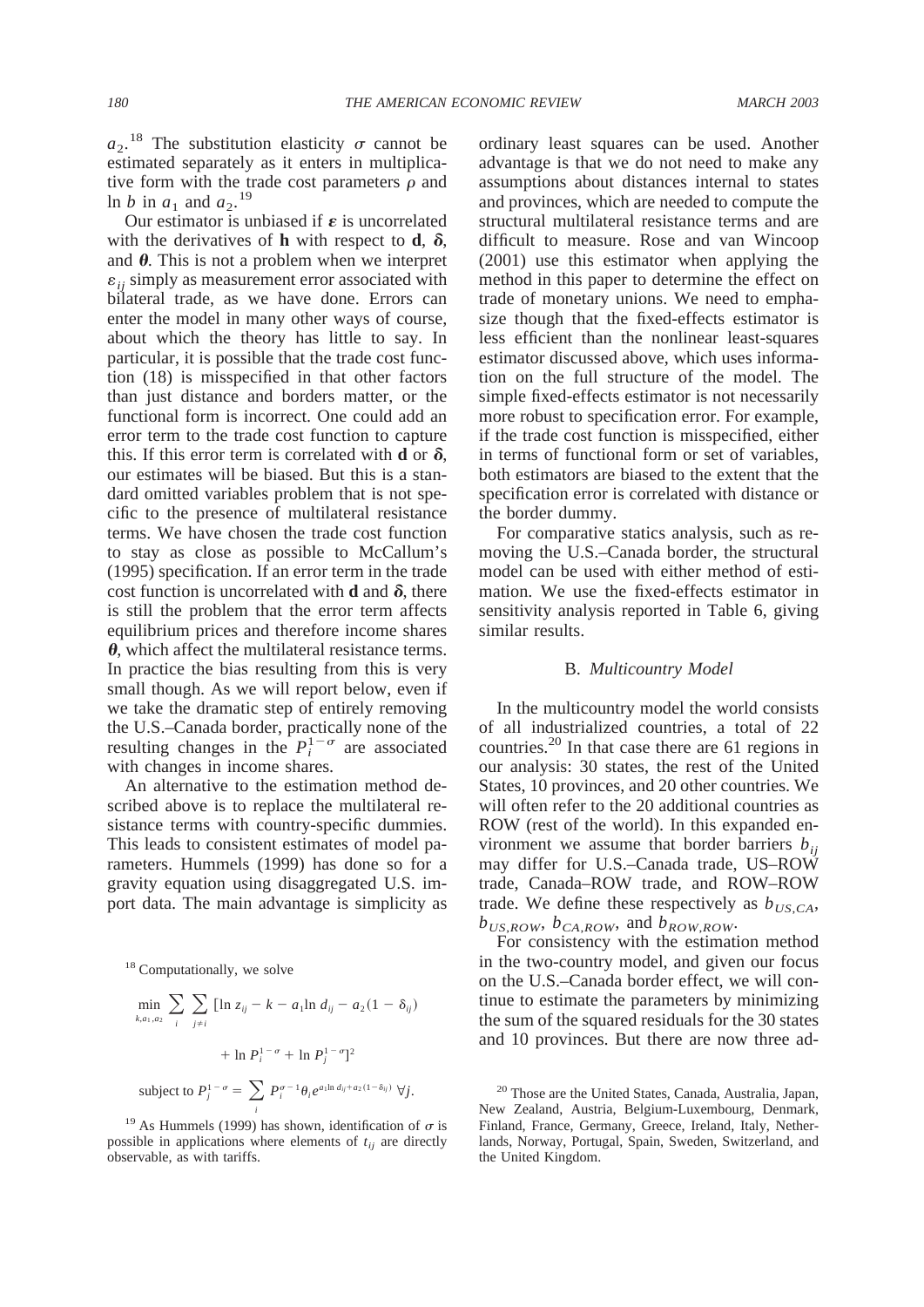$a_2$.[18] The substitution elasticity $\sigma$ cannot be estimated separately as it enters in multiplicative form with the trade cost parameters $\rho$ and $\ln b$ in $a_1$ and $a_2$.[19]

Our estimator is unbiased if $\boldsymbol{\varepsilon}$ is uncorrelated with the derivatives of $\mathbf{h}$ with respect to $\mathbf{d}$, $\boldsymbol{\delta}$, and $\boldsymbol{\theta}$. This is not a problem when we interpret $\varepsilon_{ij}$ simply as measurement error associated with bilateral trade, as we have done. Errors can enter the model in many other ways of course, about which the theory has little to say. In particular, it is possible that the trade cost function (18) is misspecified in that other factors than just distance and borders matter, or the functional form is incorrect. One could add an error term to the trade cost function to capture this. If this error term is correlated with $\mathbf{d}$ or $\boldsymbol{\delta}$, our estimates will be biased. But this is a standard omitted variables problem that is not specific to the presence of multilateral resistance terms. We have chosen the trade cost function to stay as close as possible to McCallum's (1995) specification. If an error term in the trade cost function is uncorrelated with $\mathbf{d}$ and $\boldsymbol{\delta}$, there is still the problem that the error term affects equilibrium prices and therefore income shares $\boldsymbol{\theta}$, which affect the multilateral resistance terms. In practice the bias resulting from this is very small though. As we will report below, even if we take the dramatic step of entirely removing the U.S.–Canada border, practically none of the resulting changes in the $P_i^{1-\sigma}$ are associated with changes in income shares.

An alternative to the estimation method described above is to replace the multilateral resistance terms with country-specific dummies. This leads to consistent estimates of model parameters. Hummels (1999) has done so for a gravity equation using disaggregated U.S. import data. The main advantage is simplicity as ordinary least squares can be used. Another advantage is that we do not need to make any assumptions about distances internal to states and provinces, which are needed to compute the structural multilateral resistance terms and are difficult to measure. Rose and van Wincoop (2001) use this estimator when applying the method in this paper to determine the effect on trade of monetary unions. We need to emphasize though that the fixed-effects estimator is less efficient than the nonlinear least-squares estimator discussed above, which uses information on the full structure of the model. The simple fixed-effects estimator is not necessarily more robust to specification error. For example, if the trade cost function is misspecified, either in terms of functional form or set of variables, both estimators are biased to the extent that the specification error is correlated with distance or the border dummy.

For comparative statics analysis, such as removing the U.S.–Canada border, the structural model can be used with either method of estimation. We use the fixed-effects estimator in sensitivity analysis reported in Table 6, giving similar results.

### B. *Multicountry Model*

In the multicountry model the world consists of all industrialized countries, a total of 22 countries.[20] In that case there are 61 regions in our analysis: 30 states, the rest of the United States, 10 provinces, and 20 other countries. We will often refer to the 20 additional countries as ROW (rest of the world). In this expanded environment we assume that border barriers $b_{ij}$ may differ for U.S.–Canada trade, US–ROW trade, Canada–ROW trade, and ROW–ROW trade. We define these respectively as $b_{US,CA}$, $b_{US,ROW}$, $b_{CA,ROW}$, and $b_{ROW,ROW}$.

For consistency with the estimation method in the two-country model, and given our focus on the U.S.–Canada border effect, we will continue to estimate the parameters by minimizing the sum of the squared residuals for the 30 states and 10 provinces. But there are now three ad-

---

[18] Computationally, we solve

$$\min_{k,a_1,a_2} \sum_i \sum_{j \neq i} [\ln z_{ij} - k - a_1 \ln d_{ij} - a_2(1 - \delta_{ij}) + \ln P_i^{1-\sigma} + \ln P_j^{1-\sigma}]^2$$

$$\text{subject to } P_j^{1-\sigma} = \sum_i P_i^{\sigma-1} \theta_i e^{a_1 \ln d_{ij} + a_2(1-\delta_{ij})} \ \forall j.$$

[19] As Hummels (1999) has shown, identification of $\sigma$ is possible in applications where elements of $t_{ij}$ are directly observable, as with tariffs.

[20] Those are the United States, Canada, Australia, Japan, New Zealand, Austria, Belgium-Luxembourg, Denmark, Finland, France, Germany, Greece, Ireland, Italy, Netherlands, Norway, Portugal, Spain, Sweden, Switzerland, and the United Kingdom.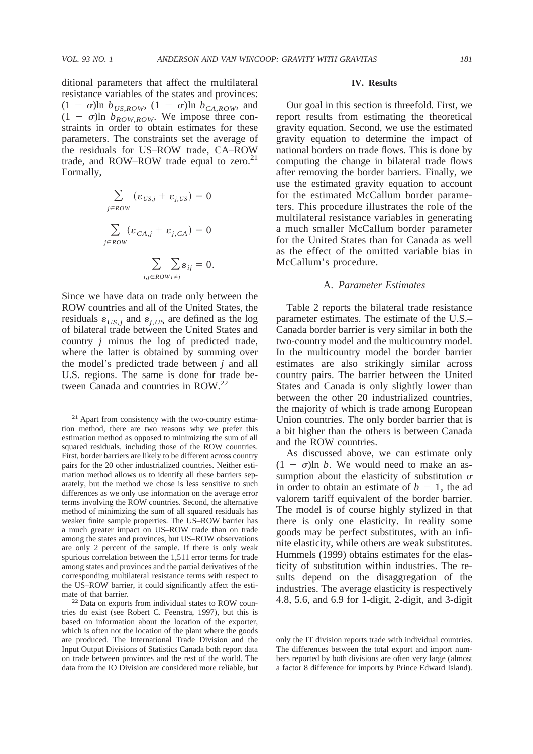ditional parameters that affect the multilateral resistance variables of the states and provinces: $(1 - \sigma)\ln b_{US,ROW}$, $(1 - \sigma)\ln b_{CA,ROW}$, and $(1 - \sigma)\ln b_{ROW,ROW}$. We impose three constraints in order to obtain estimates for these parameters. The constraints set the average of the residuals for US–ROW trade, CA–ROW trade, and ROW–ROW trade equal to zero.[21] Formally,

$$\sum_{j \in ROW} (\varepsilon_{US,j} + \varepsilon_{j,US}) = 0$$

$$\sum_{j \in ROW} (\varepsilon_{CA,j} + \varepsilon_{j,CA}) = 0$$

$$\sum_{i,j \in ROW} \sum_{i \neq j} \varepsilon_{ij} = 0.$$

Since we have data on trade only between the ROW countries and all of the United States, the residuals $\varepsilon_{US,j}$ and $\varepsilon_{j,US}$ are defined as the log of bilateral trade between the United States and country $j$ minus the log of predicted trade, where the latter is obtained by summing over the model's predicted trade between $j$ and all U.S. regions. The same is done for trade between Canada and countries in ROW.[22]

## IV. Results

Our goal in this section is threefold. First, we report results from estimating the theoretical gravity equation. Second, we use the estimated gravity equation to determine the impact of national borders on trade flows. This is done by computing the change in bilateral trade flows after removing the border barriers. Finally, we use the estimated gravity equation to account for the estimated McCallum border parameters. This procedure illustrates the role of the multilateral resistance variables in generating a much smaller McCallum border parameter for the United States than for Canada as well as the effect of the omitted variable bias in McCallum's procedure.

### A. *Parameter Estimates*

Table 2 reports the bilateral trade resistance parameter estimates. The estimate of the U.S.–Canada border barrier is very similar in both the two-country model and the multicountry model. In the multicountry model the border barrier estimates are also strikingly similar across country pairs. The barrier between the United States and Canada is only slightly lower than between the other 20 industrialized countries, the majority of which is trade among European Union countries. The only border barrier that is a bit higher than the others is between Canada and the ROW countries.

As discussed above, we can estimate only $(1 - \sigma)\ln b$. We would need to make an assumption about the elasticity of substitution $\sigma$ in order to obtain an estimate of $b - 1$, the ad valorem tariff equivalent of the border barrier. The model is of course highly stylized in that there is only one elasticity. In reality some goods may be perfect substitutes, with an infinite elasticity, while others are weak substitutes. Hummels (1999) obtains estimates for the elasticity of substitution within industries. The results depend on the disaggregation of the industries. The average elasticity is respectively 4.8, 5.6, and 6.9 for 1-digit, 2-digit, and 3-digit

---

[21] Apart from consistency with the two-country estimation method, there are two reasons why we prefer this estimation method as opposed to minimizing the sum of all squared residuals, including those of the ROW countries. First, border barriers are likely to be different across country pairs for the 20 other industrialized countries. Neither estimation method allows us to identify all these barriers separately, but the method we chose is less sensitive to such differences as we only use information on the average error terms involving the ROW countries. Second, the alternative method of minimizing the sum of all squared residuals has weaker finite sample properties. The US–ROW barrier has a much greater impact on US–ROW trade than on trade among the states and provinces, but US–ROW observations are only 2 percent of the sample. If there is only weak spurious correlation between the 1,511 error terms for trade among states and provinces and the partial derivatives of the corresponding multilateral resistance terms with respect to the US–ROW barrier, it could significantly affect the estimate of that barrier.

[22] Data on exports from individual states to ROW countries do exist (see Robert C. Feenstra, 1997), but this is based on information about the location of the exporter, which is often not the location of the plant where the goods are produced. The International Trade Division and the Input Output Divisions of Statistics Canada both report data on trade between provinces and the rest of the world. The data from the IO Division are considered more reliable, but only the IT division reports trade with individual countries. The differences between the total export and import numbers reported by both divisions are often very large (almost a factor 8 difference for imports by Prince Edward Island).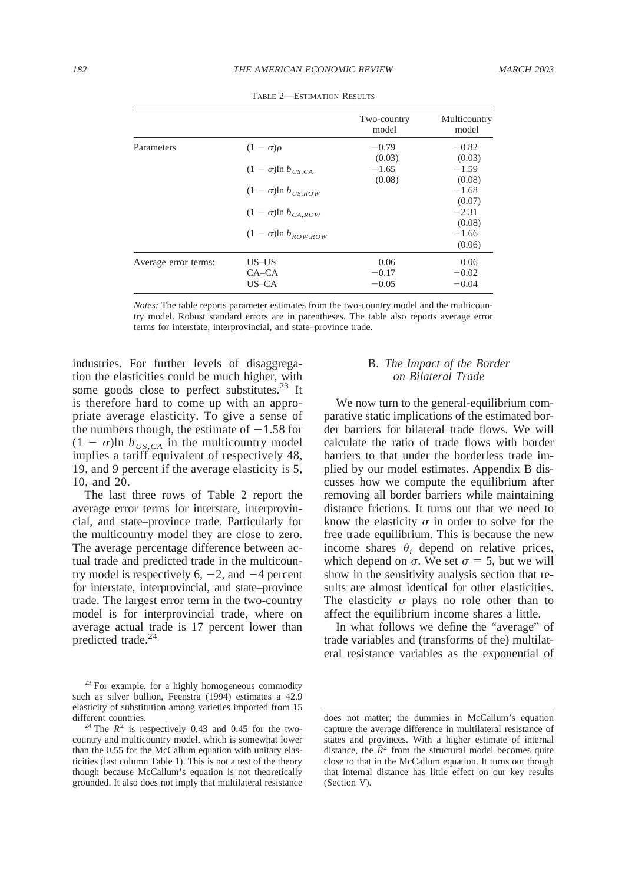TABLE 2—ESTIMATION RESULTS

| | | Two-country model | Multicountry model |
|---|---|---|---|
| Parameters | $(1-\sigma)\rho$ | −0.79 | −0.82 |
| | | (0.03) | (0.03) |
| | $(1-\sigma)\ln b_{US,CA}$ | −1.65 | −1.59 |
| | | (0.08) | (0.08) |
| | $(1-\sigma)\ln b_{US,ROW}$ | | −1.68 |
| | | | (0.07) |
| | $(1-\sigma)\ln b_{CA,ROW}$ | | −2.31 |
| | | | (0.08) |
| | $(1-\sigma)\ln b_{ROW,ROW}$ | | −1.66 |
| | | | (0.06) |
| Average error terms: | US–US | 0.06 | 0.06 |
| | CA–CA | −0.17 | −0.02 |
| | US–CA | −0.05 | −0.04 |

*Notes:* The table reports parameter estimates from the two-country model and the multicountry model. Robust standard errors are in parentheses. The table also reports average error terms for interstate, interprovincial, and state–province trade.

industries. For further levels of disaggregation the elasticities could be much higher, with some goods close to perfect substitutes.[23] It is therefore hard to come up with an appropriate average elasticity. To give a sense of the numbers though, the estimate of −1.58 for $(1-\sigma)\ln b_{US,CA}$ in the multicountry model implies a tariff equivalent of respectively 48, 19, and 9 percent if the average elasticity is 5, 10, and 20.

The last three rows of Table 2 report the average error terms for interstate, interprovincial, and state–province trade. Particularly for the multicountry model they are close to zero. The average percentage difference between actual trade and predicted trade in the multicountry model is respectively 6, −2, and −4 percent for interstate, interprovincial, and state–province trade. The largest error term in the two-country model is for interprovincial trade, where on average actual trade is 17 percent lower than predicted trade.[24]

## B. *The Impact of the Border on Bilateral Trade*

We now turn to the general-equilibrium comparative static implications of the estimated border barriers for bilateral trade flows. We will calculate the ratio of trade flows with border barriers to that under the borderless trade implied by our model estimates. Appendix B discusses how we compute the equilibrium after removing all border barriers while maintaining distance frictions. It turns out that we need to know the elasticity $\sigma$ in order to solve for the free trade equilibrium. This is because the new income shares $\theta_i$ depend on relative prices, which depend on $\sigma$. We set $\sigma = 5$, but we will show in the sensitivity analysis section that results are almost identical for other elasticities. The elasticity $\sigma$ plays no role other than to affect the equilibrium income shares a little.

In what follows we define the "average" of trade variables and (transforms of the) multilateral resistance variables as the exponential of

[23] For example, for a highly homogeneous commodity such as silver bullion, Feenstra (1994) estimates a 42.9 elasticity of substitution among varieties imported from 15 different countries.

[24] The $\bar{R}^2$ is respectively 0.43 and 0.45 for the two-country and multicountry model, which is somewhat lower than the 0.55 for the McCallum equation with unitary elasticities (last column Table 1). This is not a test of the theory though because McCallum's equation is not theoretically grounded. It also does not imply that multilateral resistance does not matter; the dummies in McCallum's equation capture the average difference in multilateral resistance of states and provinces. With a higher estimate of internal distance, the $\bar{R}^2$ from the structural model becomes quite close to that in the McCallum equation. It turns out though that internal distance has little effect on our key results (Section V).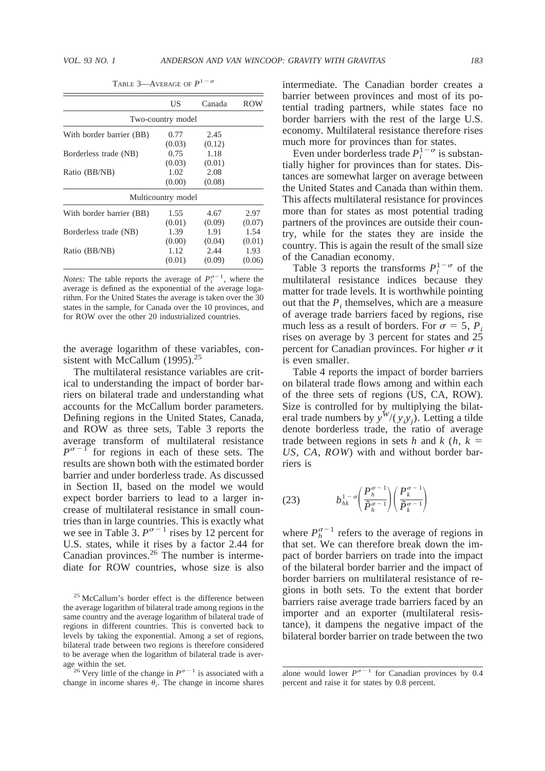TABLE 3—AVERAGE OF $P^{1-\sigma}$

| | US | Canada | ROW |
|---|---|---|---|
| Two-country model | | | |
| With border barrier (BB) | 0.77 | 2.45 | |
| | (0.03) | (0.12) | |
| Borderless trade (NB) | 0.75 | 1.18 | |
| | (0.03) | (0.01) | |
| Ratio (BB/NB) | 1.02 | 2.08 | |
| | (0.00) | (0.08) | |
| Multicountry model | | | |
| With border barrier (BB) | 1.55 | 4.67 | 2.97 |
| | (0.01) | (0.09) | (0.07) |
| Borderless trade (NB) | 1.39 | 1.91 | 1.54 |
| | (0.00) | (0.04) | (0.01) |
| Ratio (BB/NB) | 1.12 | 2.44 | 1.93 |
| | (0.01) | (0.09) | (0.06) |

*Notes:* The table reports the average of $P_i^{\sigma-1}$, where the average is defined as the exponential of the average logarithm. For the United States the average is taken over the 30 states in the sample, for Canada over the 10 provinces, and for ROW over the other 20 industrialized countries.

the average logarithm of these variables, consistent with McCallum (1995).[25]

The multilateral resistance variables are critical to understanding the impact of border barriers on bilateral trade and understanding what accounts for the McCallum border parameters. Defining regions in the United States, Canada, and ROW as three sets, Table 3 reports the average transform of multilateral resistance $P^{\sigma-1}$ for regions in each of these sets. The results are shown both with the estimated border barrier and under borderless trade. As discussed in Section II, based on the model we would expect border barriers to lead to a larger increase of multilateral resistance in small countries than in large countries. This is exactly what we see in Table 3. $P^{\sigma-1}$ rises by 12 percent for U.S. states, while it rises by a factor 2.44 for Canadian provinces.[26] The number is intermediate for ROW countries, whose size is also intermediate. The Canadian border creates a barrier between provinces and most of its potential trading partners, while states face no border barriers with the rest of the large U.S. economy. Multilateral resistance therefore rises much more for provinces than for states.

Even under borderless trade $P_i^{1-\sigma}$ is substantially higher for provinces than for states. Distances are somewhat larger on average between the United States and Canada than within them. This affects multilateral resistance for provinces more than for states as most potential trading partners of the provinces are outside their country, while for the states they are inside the country. This is again the result of the small size of the Canadian economy.

Table 3 reports the transforms $P_i^{1-\sigma}$ of the multilateral resistance indices because they matter for trade levels. It is worthwhile pointing out that the $P_i$ themselves, which are a measure of average trade barriers faced by regions, rise much less as a result of borders. For $\sigma = 5$, $P_i$ rises on average by 3 percent for states and 25 percent for Canadian provinces. For higher $\sigma$ it is even smaller.

Table 4 reports the impact of border barriers on bilateral trade flows among and within each of the three sets of regions (US, CA, ROW). Size is controlled for by multiplying the bilateral trade numbers by $y^W/(y_i y_j)$. Letting a tilde denote borderless trade, the ratio of average trade between regions in sets $h$ and $k$ ($h$, $k$ = $US$, $CA$, $ROW$) with and without border barriers is

$$b_{hk}^{1-\sigma}\left(\frac{P_h^{\sigma-1}}{\tilde{P}_h^{\sigma-1}}\right)\left(\frac{P_k^{\sigma-1}}{\tilde{P}_k^{\sigma-1}}\right) \tag{23}$$

where $P_h^{\sigma-1}$ refers to the average of regions in that set. We can therefore break down the impact of border barriers on trade into the impact of the bilateral border barrier and the impact of border barriers on multilateral resistance of regions in both sets. To the extent that border barriers raise average trade barriers faced by an importer and an exporter (multilateral resistance), it dampens the negative impact of the bilateral border barrier on trade between the two

[25] McCallum's border effect is the difference between the average logarithm of bilateral trade among regions in the same country and the average logarithm of bilateral trade of regions in different countries. This is converted back to levels by taking the exponential. Among a set of regions, bilateral trade between two regions is therefore considered to be average when the logarithm of bilateral trade is average within the set.

[26] Very little of the change in $P^{\sigma-1}$ is associated with a change in income shares $\theta_i$. The change in income shares alone would lower $P^{\sigma-1}$ for Canadian provinces by 0.4 percent and raise it for states by 0.8 percent.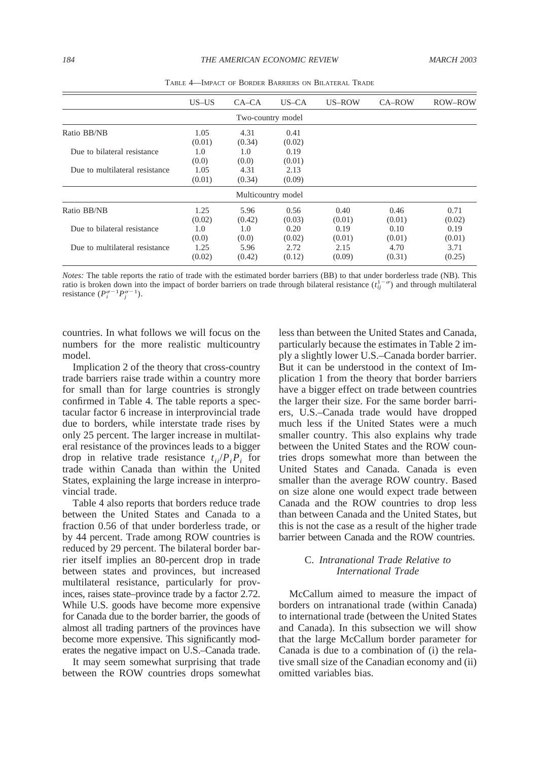TABLE 4—IMPACT OF BORDER BARRIERS ON BILATERAL TRADE

| | US–US | CA–CA | US–CA | US–ROW | CA–ROW | ROW–ROW |
|---|---|---|---|---|---|---|
| | | | Two-country model | | | |
| Ratio BB/NB | 1.05 | 4.31 | 0.41 | | | |
| | (0.01) | (0.34) | (0.02) | | | |
| Due to bilateral resistance | 1.0 | 1.0 | 0.19 | | | |
| | (0.0) | (0.0) | (0.01) | | | |
| Due to multilateral resistance | 1.05 | 4.31 | 2.13 | | | |
| | (0.01) | (0.34) | (0.09) | | | |
| | | | Multicountry model | | | |
| Ratio BB/NB | 1.25 | 5.96 | 0.56 | 0.40 | 0.46 | 0.71 |
| | (0.02) | (0.42) | (0.03) | (0.01) | (0.01) | (0.02) |
| Due to bilateral resistance | 1.0 | 1.0 | 0.20 | 0.19 | 0.10 | 0.19 |
| | (0.0) | (0.0) | (0.02) | (0.01) | (0.01) | (0.01) |
| Due to multilateral resistance | 1.25 | 5.96 | 2.72 | 2.15 | 4.70 | 3.71 |
| | (0.02) | (0.42) | (0.12) | (0.09) | (0.31) | (0.25) |

*Notes:* The table reports the ratio of trade with the estimated border barriers (BB) to that under borderless trade (NB). This ratio is broken down into the impact of border barriers on trade through bilateral resistance ($t_{ij}^{1-\sigma}$) and through multilateral resistance ($P_i^{\sigma-1}P_j^{\sigma-1}$).

countries. In what follows we will focus on the numbers for the more realistic multicountry model.

Implication 2 of the theory that cross-country trade barriers raise trade within a country more for small than for large countries is strongly confirmed in Table 4. The table reports a spectacular factor 6 increase in interprovincial trade due to borders, while interstate trade rises by only 25 percent. The larger increase in multilateral resistance of the provinces leads to a bigger drop in relative trade resistance $t_{ii}/P_iP_i$ for trade within Canada than within the United States, explaining the large increase in interprovincial trade.

Table 4 also reports that borders reduce trade between the United States and Canada to a fraction 0.56 of that under borderless trade, or by 44 percent. Trade among ROW countries is reduced by 29 percent. The bilateral border barrier itself implies an 80-percent drop in trade between states and provinces, but increased multilateral resistance, particularly for provinces, raises state–province trade by a factor 2.72. While U.S. goods have become more expensive for Canada due to the border barrier, the goods of almost all trading partners of the provinces have become more expensive. This significantly moderates the negative impact on U.S.–Canada trade.

It may seem somewhat surprising that trade between the ROW countries drops somewhat less than between the United States and Canada, particularly because the estimates in Table 2 imply a slightly lower U.S.–Canada border barrier. But it can be understood in the context of Implication 1 from the theory that border barriers have a bigger effect on trade between countries the larger their size. For the same border barriers, U.S.–Canada trade would have dropped much less if the United States were a much smaller country. This also explains why trade between the United States and the ROW countries drops somewhat more than between the United States and Canada. Canada is even smaller than the average ROW country. Based on size alone one would expect trade between Canada and the ROW countries to drop less than between Canada and the United States, but this is not the case as a result of the higher trade barrier between Canada and the ROW countries.

### C. *Intranational Trade Relative to International Trade*

McCallum aimed to measure the impact of borders on intranational trade (within Canada) to international trade (between the United States and Canada). In this subsection we will show that the large McCallum border parameter for Canada is due to a combination of (i) the relative small size of the Canadian economy and (ii) omitted variables bias.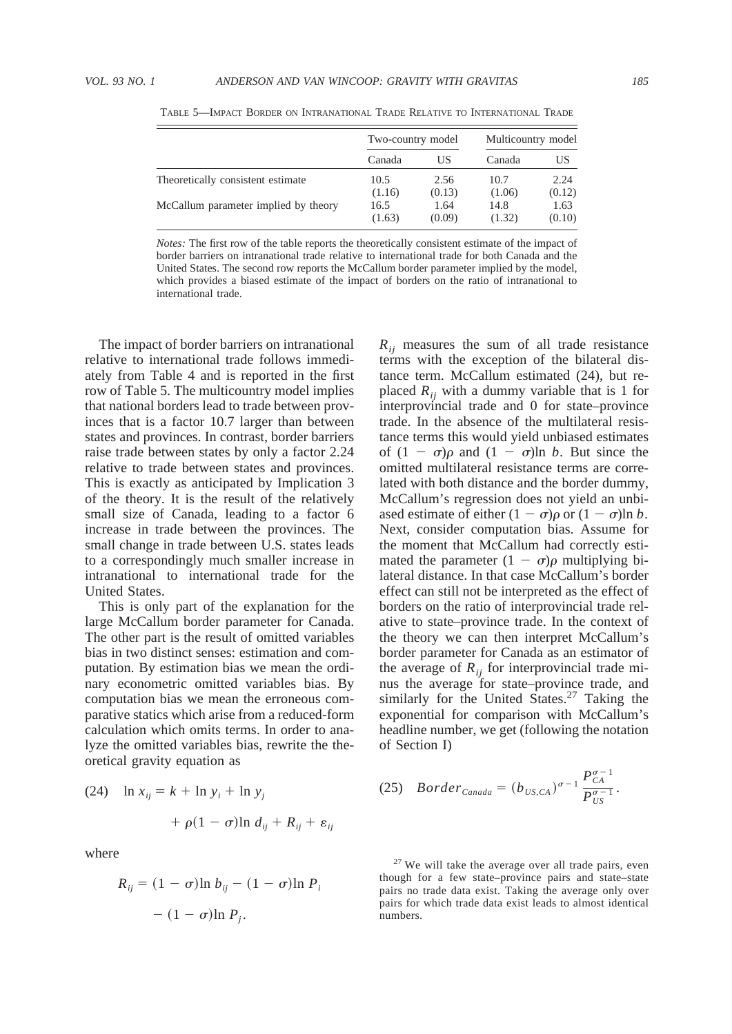TABLE 5—IMPACT BORDER ON INTRANATIONAL TRADE RELATIVE TO INTERNATIONAL TRADE

| | Two-country model | | Multicountry model | |
|---|---|---|---|---|
| | Canada | US | Canada | US |
| Theoretically consistent estimate | 10.5 | 2.56 | 10.7 | 2.24 |
| | (1.16) | (0.13) | (1.06) | (0.12) |
| McCallum parameter implied by theory | 16.5 | 1.64 | 14.8 | 1.63 |
| | (1.63) | (0.09) | (1.32) | (0.10) |

*Notes:* The first row of the table reports the theoretically consistent estimate of the impact of border barriers on intranational trade relative to international trade for both Canada and the United States. The second row reports the McCallum border parameter implied by the model, which provides a biased estimate of the impact of borders on the ratio of intranational to international trade.

The impact of border barriers on intranational relative to international trade follows immediately from Table 4 and is reported in the first row of Table 5. The multicountry model implies that national borders lead to trade between provinces that is a factor 10.7 larger than between states and provinces. In contrast, border barriers raise trade between states by only a factor 2.24 relative to trade between states and provinces. This is exactly as anticipated by Implication 3 of the theory. It is the result of the relatively small size of Canada, leading to a factor 6 increase in trade between the provinces. The small change in trade between U.S. states leads to a correspondingly much smaller increase in intranational to international trade for the United States.

This is only part of the explanation for the large McCallum border parameter for Canada. The other part is the result of omitted variables bias in two distinct senses: estimation and computation. By estimation bias we mean the ordinary econometric omitted variables bias. By computation bias we mean the erroneous comparative statics which arise from a reduced-form calculation which omits terms. In order to analyze the omitted variables bias, rewrite the theoretical gravity equation as

$$\text{(24)} \quad \ln x_{ij} = k + \ln y_i + \ln y_j + \rho(1 - \sigma)\ln d_{ij} + R_{ij} + \varepsilon_{ij}$$

where

$$R_{ij} = (1 - \sigma)\ln b_{ij} - (1 - \sigma)\ln P_i - (1 - \sigma)\ln P_j.$$

$R_{ij}$ measures the sum of all trade resistance terms with the exception of the bilateral distance term. McCallum estimated (24), but replaced $R_{ij}$ with a dummy variable that is 1 for interprovincial trade and 0 for state–province trade. In the absence of the multilateral resistance terms this would yield unbiased estimates of $(1 - \sigma)\rho$ and $(1 - \sigma)\ln b$. But since the omitted multilateral resistance terms are correlated with both distance and the border dummy, McCallum's regression does not yield an unbiased estimate of either $(1 - \sigma)\rho$ or $(1 - \sigma)\ln b$. Next, consider computation bias. Assume for the moment that McCallum had correctly estimated the parameter $(1 - \sigma)\rho$ multiplying bilateral distance. In that case McCallum's border effect can still not be interpreted as the effect of borders on the ratio of interprovincial trade relative to state–province trade. In the context of the theory we can then interpret McCallum's border parameter for Canada as an estimator of the average of $R_{ij}$ for interprovincial trade minus the average for state–province trade, and similarly for the United States.[27] Taking the exponential for comparison with McCallum's headline number, we get (following the notation of Section I)

$$\text{(25)} \quad Border_{Canada} = (b_{US,CA})^{\sigma - 1} \frac{P_{CA}^{\sigma - 1}}{P_{US}^{\sigma - 1}}.$$

[27] We will take the average over all trade pairs, even though for a few state–province pairs and state–state pairs no trade data exist. Taking the average only over pairs for which trade data exist leads to almost identical numbers.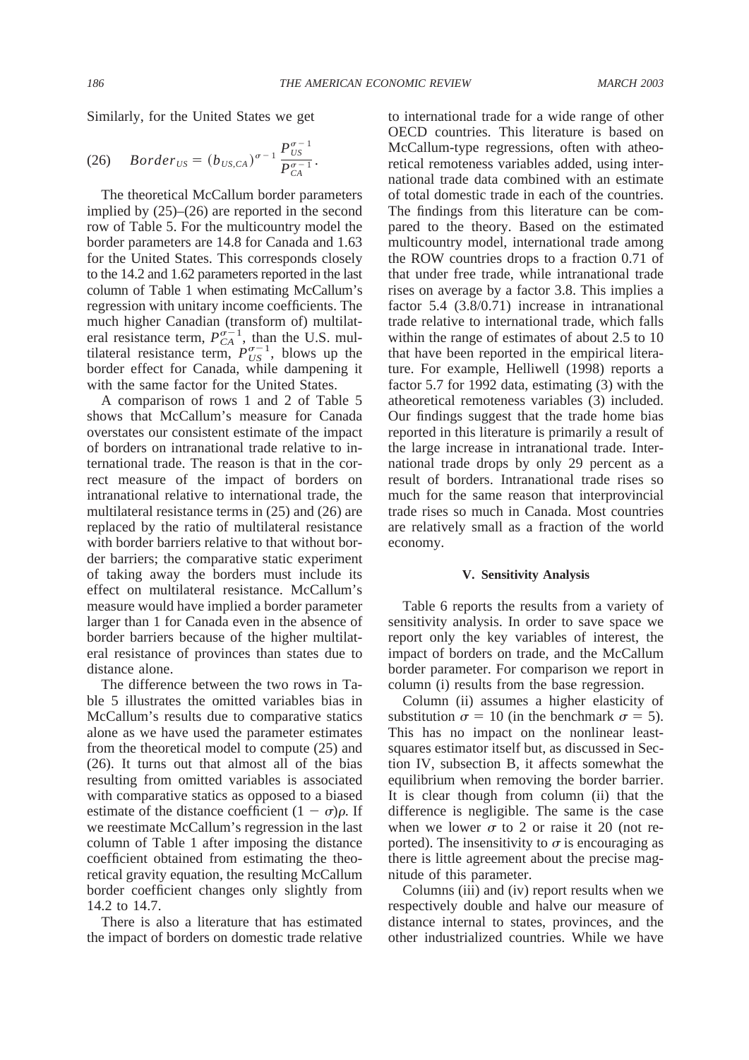Similarly, for the United States we get

$$(26) \quad Border_{US} = (b_{US,CA})^{\sigma - 1} \frac{P_{US}^{\sigma - 1}}{P_{CA}^{\sigma - 1}}.$$

The theoretical McCallum border parameters implied by (25)–(26) are reported in the second row of Table 5. For the multicountry model the border parameters are 14.8 for Canada and 1.63 for the United States. This corresponds closely to the 14.2 and 1.62 parameters reported in the last column of Table 1 when estimating McCallum's regression with unitary income coefficients. The much higher Canadian (transform of) multilateral resistance term, $P_{CA}^{\sigma-1}$, than the U.S. multilateral resistance term, $P_{US}^{\sigma-1}$, blows up the border effect for Canada, while dampening it with the same factor for the United States.

A comparison of rows 1 and 2 of Table 5 shows that McCallum's measure for Canada overstates our consistent estimate of the impact of borders on intranational trade relative to international trade. The reason is that in the correct measure of the impact of borders on intranational relative to international trade, the multilateral resistance terms in (25) and (26) are replaced by the ratio of multilateral resistance with border barriers relative to that without border barriers; the comparative static experiment of taking away the borders must include its effect on multilateral resistance. McCallum's measure would have implied a border parameter larger than 1 for Canada even in the absence of border barriers because of the higher multilateral resistance of provinces than states due to distance alone.

The difference between the two rows in Table 5 illustrates the omitted variables bias in McCallum's results due to comparative statics alone as we have used the parameter estimates from the theoretical model to compute (25) and (26). It turns out that almost all of the bias resulting from omitted variables is associated with comparative statics as opposed to a biased estimate of the distance coefficient $(1 - \sigma)\rho$. If we reestimate McCallum's regression in the last column of Table 1 after imposing the distance coefficient obtained from estimating the theoretical gravity equation, the resulting McCallum border coefficient changes only slightly from 14.2 to 14.7.

There is also a literature that has estimated the impact of borders on domestic trade relative to international trade for a wide range of other OECD countries. This literature is based on McCallum-type regressions, often with atheoretical remoteness variables added, using international trade data combined with an estimate of total domestic trade in each of the countries. The findings from this literature can be compared to the theory. Based on the estimated multicountry model, international trade among the ROW countries drops to a fraction 0.71 of that under free trade, while intranational trade rises on average by a factor 3.8. This implies a factor 5.4 (3.8/0.71) increase in intranational trade relative to international trade, which falls within the range of estimates of about 2.5 to 10 that have been reported in the empirical literature. For example, Helliwell (1998) reports a factor 5.7 for 1992 data, estimating (3) with the atheoretical remoteness variables (3) included. Our findings suggest that the trade home bias reported in this literature is primarily a result of the large increase in intranational trade. International trade drops by only 29 percent as a result of borders. Intranational trade rises so much for the same reason that interprovincial trade rises so much in Canada. Most countries are relatively small as a fraction of the world economy.

## V. Sensitivity Analysis

Table 6 reports the results from a variety of sensitivity analysis. In order to save space we report only the key variables of interest, the impact of borders on trade, and the McCallum border parameter. For comparison we report in column (i) results from the base regression.

Column (ii) assumes a higher elasticity of substitution $\sigma = 10$ (in the benchmark $\sigma = 5$). This has no impact on the nonlinear least-squares estimator itself but, as discussed in Section IV, subsection B, it affects somewhat the equilibrium when removing the border barrier. It is clear though from column (ii) that the difference is negligible. The same is the case when we lower $\sigma$ to 2 or raise it 20 (not reported). The insensitivity to $\sigma$ is encouraging as there is little agreement about the precise magnitude of this parameter.

Columns (iii) and (iv) report results when we respectively double and halve our measure of distance internal to states, provinces, and the other industrialized countries. While we have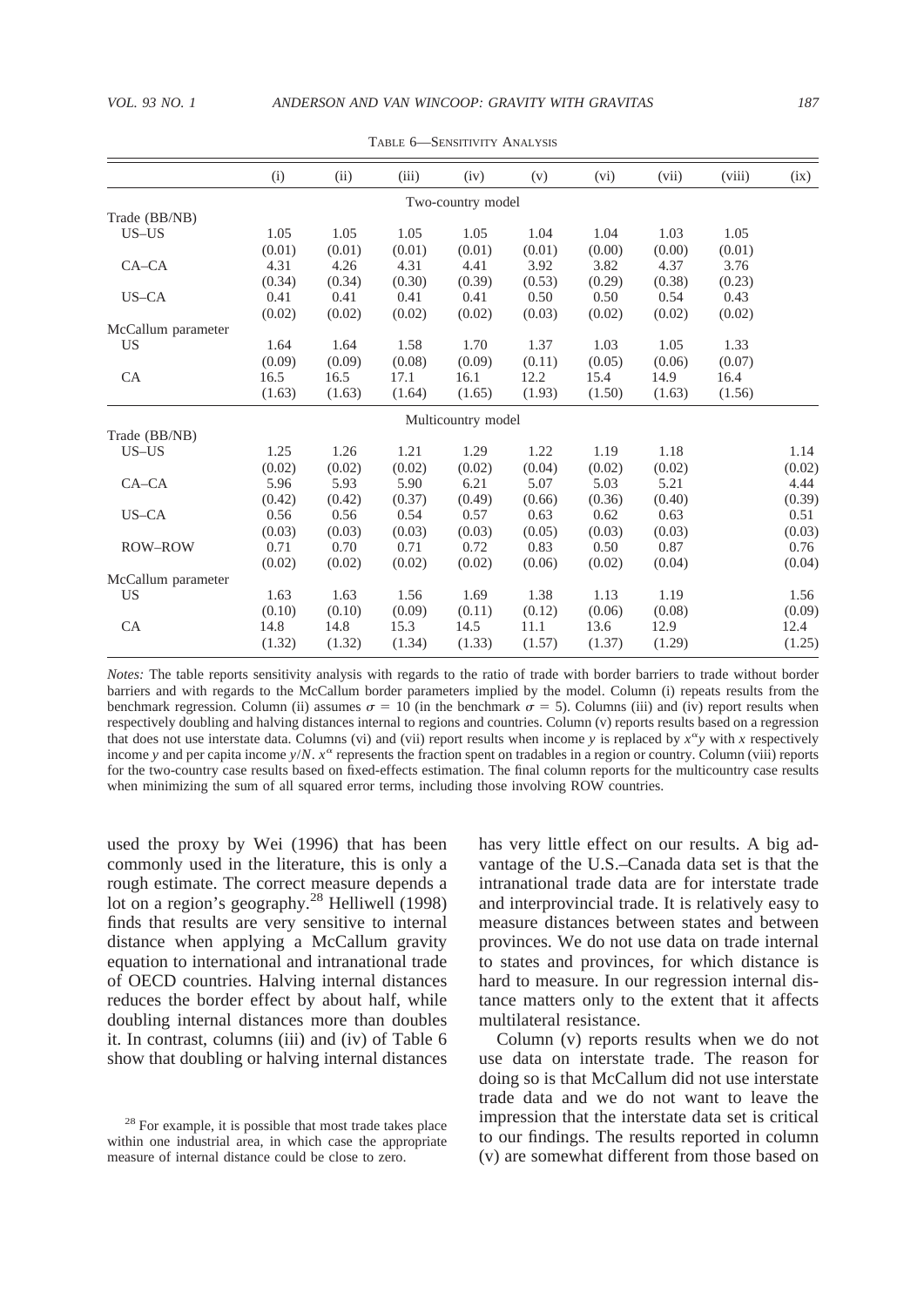TABLE 6—SENSITIVITY ANALYSIS

| | (i) | (ii) | (iii) | (iv) | (v) | (vi) | (vii) | (viii) | (ix) |
|---|---|---|---|---|---|---|---|---|---|
| | | | | Two-country model | | | | | |
| Trade (BB/NB) | | | | | | | | | |
| US–US | 1.05 | 1.05 | 1.05 | 1.05 | 1.04 | 1.04 | 1.03 | 1.05 | |
| | (0.01) | (0.01) | (0.01) | (0.01) | (0.01) | (0.00) | (0.00) | (0.01) | |
| CA–CA | 4.31 | 4.26 | 4.31 | 4.41 | 3.92 | 3.82 | 4.37 | 3.76 | |
| | (0.34) | (0.34) | (0.30) | (0.39) | (0.53) | (0.29) | (0.38) | (0.23) | |
| US–CA | 0.41 | 0.41 | 0.41 | 0.41 | 0.50 | 0.50 | 0.54 | 0.43 | |
| | (0.02) | (0.02) | (0.02) | (0.02) | (0.03) | (0.02) | (0.02) | (0.02) | |
| McCallum parameter | | | | | | | | | |
| US | 1.64 | 1.64 | 1.58 | 1.70 | 1.37 | 1.03 | 1.05 | 1.33 | |
| | (0.09) | (0.09) | (0.08) | (0.09) | (0.11) | (0.05) | (0.06) | (0.07) | |
| CA | 16.5 | 16.5 | 17.1 | 16.1 | 12.2 | 15.4 | 14.9 | 16.4 | |
| | (1.63) | (1.63) | (1.64) | (1.65) | (1.93) | (1.50) | (1.63) | (1.56) | |
| | | | | Multicountry model | | | | | |
| Trade (BB/NB) | | | | | | | | | |
| US–US | 1.25 | 1.26 | 1.21 | 1.29 | 1.22 | 1.19 | 1.18 | | 1.14 |
| | (0.02) | (0.02) | (0.02) | (0.02) | (0.04) | (0.02) | (0.02) | | (0.02) |
| CA–CA | 5.96 | 5.93 | 5.90 | 6.21 | 5.07 | 5.03 | 5.21 | | 4.44 |
| | (0.42) | (0.42) | (0.37) | (0.49) | (0.66) | (0.36) | (0.40) | | (0.39) |
| US–CA | 0.56 | 0.56 | 0.54 | 0.57 | 0.63 | 0.62 | 0.63 | | 0.51 |
| | (0.03) | (0.03) | (0.03) | (0.03) | (0.05) | (0.03) | (0.03) | | (0.03) |
| ROW–ROW | 0.71 | 0.70 | 0.71 | 0.72 | 0.83 | 0.50 | 0.87 | | 0.76 |
| | (0.02) | (0.02) | (0.02) | (0.02) | (0.06) | (0.02) | (0.04) | | (0.04) |
| McCallum parameter | | | | | | | | | |
| US | 1.63 | 1.63 | 1.56 | 1.69 | 1.38 | 1.13 | 1.19 | | 1.56 |
| | (0.10) | (0.10) | (0.09) | (0.11) | (0.12) | (0.06) | (0.08) | | (0.09) |
| CA | 14.8 | 14.8 | 15.3 | 14.5 | 11.1 | 13.6 | 12.9 | | 12.4 |
| | (1.32) | (1.32) | (1.34) | (1.33) | (1.57) | (1.37) | (1.29) | | (1.25) |

*Notes:* The table reports sensitivity analysis with regards to the ratio of trade with border barriers to trade without border barriers and with regards to the McCallum border parameters implied by the model. Column (i) repeats results from the benchmark regression. Column (ii) assumes $\sigma = 10$ (in the benchmark $\sigma = 5$). Columns (iii) and (iv) report results when respectively doubling and halving distances internal to regions and countries. Column (v) reports results based on a regression that does not use interstate data. Columns (vi) and (vii) report results when income $y$ is replaced by $x^{\alpha}y$ with $x$ respectively income $y$ and per capita income $y/N$. $x^{\alpha}$ represents the fraction spent on tradables in a region or country. Column (viii) reports for the two-country case results based on fixed-effects estimation. The final column reports for the multicountry case results when minimizing the sum of all squared error terms, including those involving ROW countries.

used the proxy by Wei (1996) that has been commonly used in the literature, this is only a rough estimate. The correct measure depends a lot on a region's geography.[28] Helliwell (1998) finds that results are very sensitive to internal distance when applying a McCallum gravity equation to international and intranational trade of OECD countries. Halving internal distances reduces the border effect by about half, while doubling internal distances more than doubles it. In contrast, columns (iii) and (iv) of Table 6 show that doubling or halving internal distances has very little effect on our results. A big advantage of the U.S.–Canada data set is that the intranational trade data are for interstate trade and interprovincial trade. It is relatively easy to measure distances between states and between provinces. We do not use data on trade internal to states and provinces, for which distance is hard to measure. In our regression internal distance matters only to the extent that it affects multilateral resistance.

Column (v) reports results when we do not use data on interstate trade. The reason for doing so is that McCallum did not use interstate trade data and we do not want to leave the impression that the interstate data set is critical to our findings. The results reported in column (v) are somewhat different from those based on

[28] For example, it is possible that most trade takes place within one industrial area, in which case the appropriate measure of internal distance could be close to zero.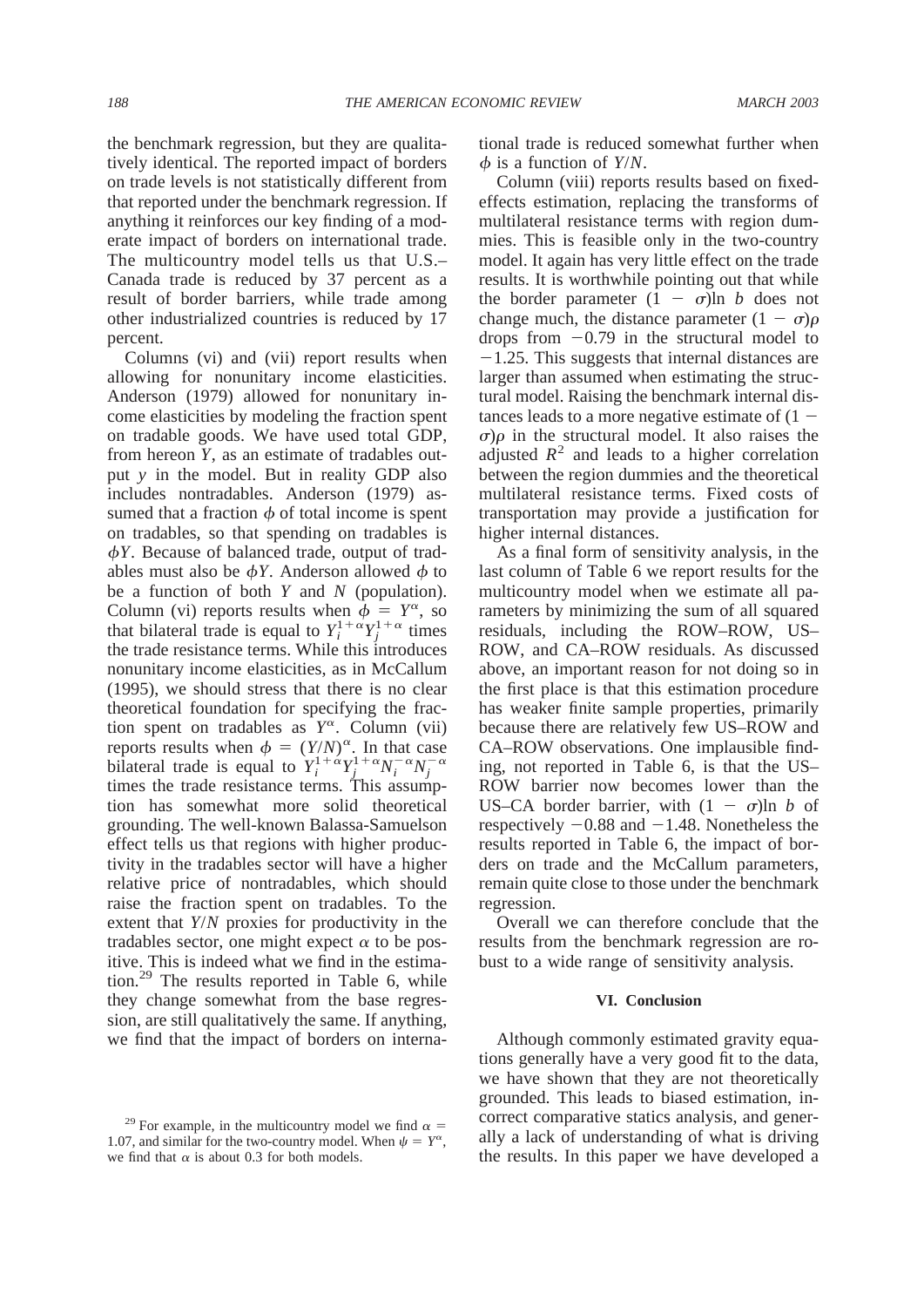the benchmark regression, but they are qualitatively identical. The reported impact of borders on trade levels is not statistically different from that reported under the benchmark regression. If anything it reinforces our key finding of a moderate impact of borders on international trade. The multicountry model tells us that U.S.–Canada trade is reduced by 37 percent as a result of border barriers, while trade among other industrialized countries is reduced by 17 percent.

Columns (vi) and (vii) report results when allowing for nonunitary income elasticities. Anderson (1979) allowed for nonunitary income elasticities by modeling the fraction spent on tradable goods. We have used total GDP, from hereon $Y$, as an estimate of tradables output $y$ in the model. But in reality GDP also includes nontradables. Anderson (1979) assumed that a fraction $\phi$ of total income is spent on tradables, so that spending on tradables is $\phi Y$. Because of balanced trade, output of tradables must also be $\phi Y$. Anderson allowed $\phi$ to be a function of both $Y$ and $N$ (population). Column (vi) reports results when $\phi = Y^{\alpha}$, so that bilateral trade is equal to $Y_i^{1+\alpha} Y_j^{1+\alpha}$ times the trade resistance terms. While this introduces nonunitary income elasticities, as in McCallum (1995), we should stress that there is no clear theoretical foundation for specifying the fraction spent on tradables as $Y^{\alpha}$. Column (vii) reports results when $\phi = (Y/N)^{\alpha}$. In that case bilateral trade is equal to $Y_i^{1+\alpha} Y_j^{1+\alpha} N_i^{-\alpha} N_j^{-\alpha}$ times the trade resistance terms. This assumption has somewhat more solid theoretical grounding. The well-known Balassa-Samuelson effect tells us that regions with higher productivity in the tradables sector will have a higher relative price of nontradables, which should raise the fraction spent on tradables. To the extent that $Y/N$ proxies for productivity in the tradables sector, one might expect $\alpha$ to be positive. This is indeed what we find in the estimation.[29] The results reported in Table 6, while they change somewhat from the base regression, are still qualitatively the same. If anything, we find that the impact of borders on international trade is reduced somewhat further when $\phi$ is a function of $Y/N$.

Column (viii) reports results based on fixed-effects estimation, replacing the transforms of multilateral resistance terms with region dummies. This is feasible only in the two-country model. It again has very little effect on the trade results. It is worthwhile pointing out that while the border parameter $(1 - \sigma)\ln b$ does not change much, the distance parameter $(1 - \sigma)\rho$ drops from $-0.79$ in the structural model to $-1.25$. This suggests that internal distances are larger than assumed when estimating the structural model. Raising the benchmark internal distances leads to a more negative estimate of $(1 - \sigma)\rho$ in the structural model. It also raises the adjusted $R^2$ and leads to a higher correlation between the region dummies and the theoretical multilateral resistance terms. Fixed costs of transportation may provide a justification for higher internal distances.

As a final form of sensitivity analysis, in the last column of Table 6 we report results for the multicountry model when we estimate all parameters by minimizing the sum of all squared residuals, including the ROW–ROW, US–ROW, and CA–ROW residuals. As discussed above, an important reason for not doing so in the first place is that this estimation procedure has weaker finite sample properties, primarily because there are relatively few US–ROW and CA–ROW observations. One implausible finding, not reported in Table 6, is that the US–ROW barrier now becomes lower than the US–CA border barrier, with $(1 - \sigma)\ln b$ of respectively $-0.88$ and $-1.48$. Nonetheless the results reported in Table 6, the impact of borders on trade and the McCallum parameters, remain quite close to those under the benchmark regression.

Overall we can therefore conclude that the results from the benchmark regression are robust to a wide range of sensitivity analysis.

## VI. Conclusion

Although commonly estimated gravity equations generally have a very good fit to the data, we have shown that they are not theoretically grounded. This leads to biased estimation, incorrect comparative statics analysis, and generally a lack of understanding of what is driving the results. In this paper we have developed a

[29] For example, in the multicountry model we find $\alpha = 1.07$, and similar for the two-country model. When $\psi = Y^{\alpha}$, we find that $\alpha$ is about 0.3 for both models.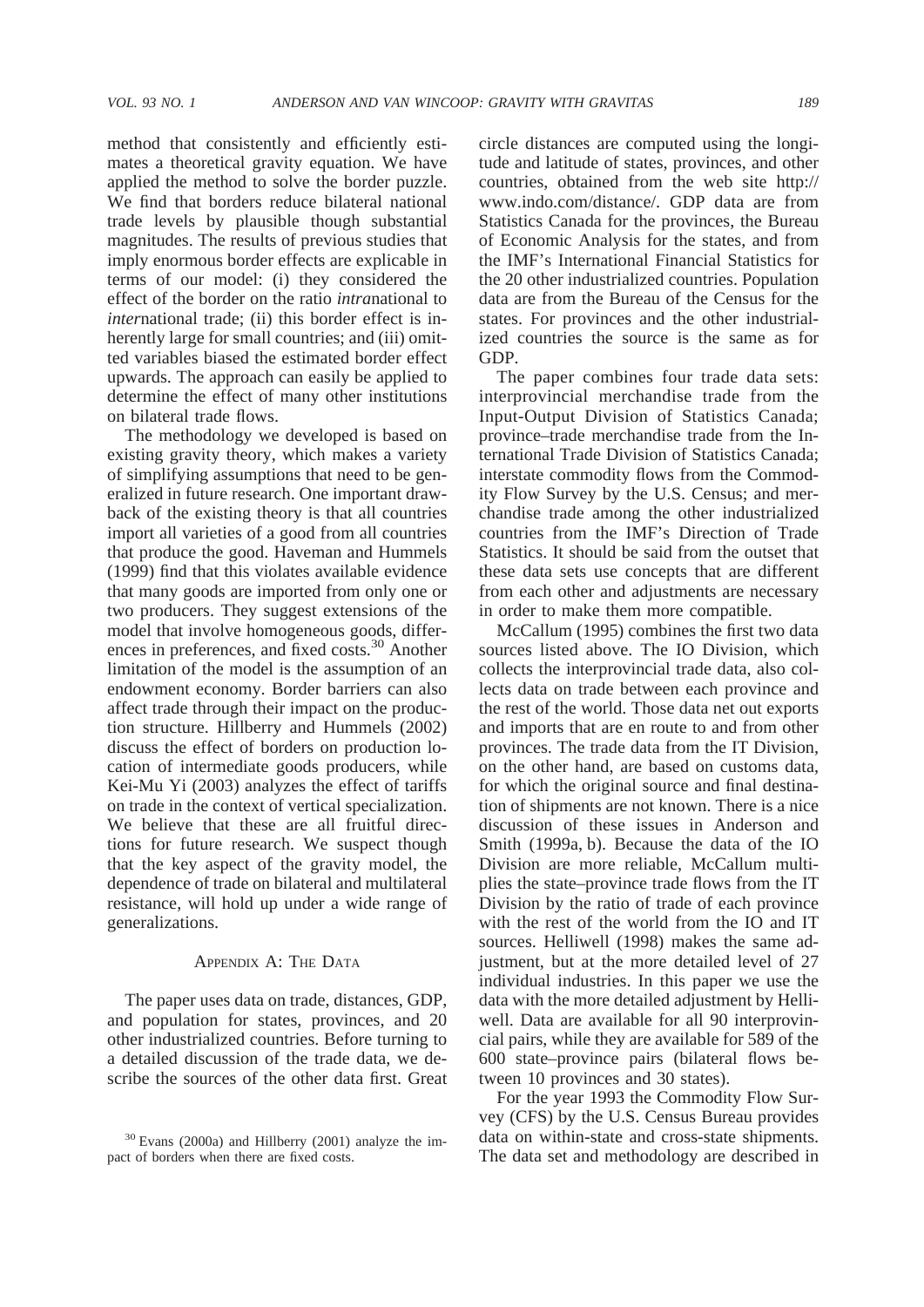method that consistently and efficiently estimates a theoretical gravity equation. We have applied the method to solve the border puzzle. We find that borders reduce bilateral national trade levels by plausible though substantial magnitudes. The results of previous studies that imply enormous border effects are explicable in terms of our model: (i) they considered the effect of the border on the ratio *intra*national to *inter*national trade; (ii) this border effect is inherently large for small countries; and (iii) omitted variables biased the estimated border effect upwards. The approach can easily be applied to determine the effect of many other institutions on bilateral trade flows.

The methodology we developed is based on existing gravity theory, which makes a variety of simplifying assumptions that need to be generalized in future research. One important drawback of the existing theory is that all countries import all varieties of a good from all countries that produce the good. Haveman and Hummels (1999) find that this violates available evidence that many goods are imported from only one or two producers. They suggest extensions of the model that involve homogeneous goods, differences in preferences, and fixed costs.[30] Another limitation of the model is the assumption of an endowment economy. Border barriers can also affect trade through their impact on the production structure. Hillberry and Hummels (2002) discuss the effect of borders on production location of intermediate goods producers, while Kei-Mu Yi (2003) analyzes the effect of tariffs on trade in the context of vertical specialization. We believe that these are all fruitful directions for future research. We suspect though that the key aspect of the gravity model, the dependence of trade on bilateral and multilateral resistance, will hold up under a wide range of generalizations.

## Appendix A: The Data

The paper uses data on trade, distances, GDP, and population for states, provinces, and 20 other industrialized countries. Before turning to a detailed discussion of the trade data, we describe the sources of the other data first. Great circle distances are computed using the longitude and latitude of states, provinces, and other countries, obtained from the web site http://www.indo.com/distance/. GDP data are from Statistics Canada for the provinces, the Bureau of Economic Analysis for the states, and from the IMF's International Financial Statistics for the 20 other industrialized countries. Population data are from the Bureau of the Census for the states. For provinces and the other industrialized countries the source is the same as for GDP.

The paper combines four trade data sets: interprovincial merchandise trade from the Input-Output Division of Statistics Canada; province–trade merchandise trade from the International Trade Division of Statistics Canada; interstate commodity flows from the Commodity Flow Survey by the U.S. Census; and merchandise trade among the other industrialized countries from the IMF's Direction of Trade Statistics. It should be said from the outset that these data sets use concepts that are different from each other and adjustments are necessary in order to make them more compatible.

McCallum (1995) combines the first two data sources listed above. The IO Division, which collects the interprovincial trade data, also collects data on trade between each province and the rest of the world. Those data net out exports and imports that are en route to and from other provinces. The trade data from the IT Division, on the other hand, are based on customs data, for which the original source and final destination of shipments are not known. There is a nice discussion of these issues in Anderson and Smith (1999a, b). Because the data of the IO Division are more reliable, McCallum multiplies the state–province trade flows from the IT Division by the ratio of trade of each province with the rest of the world from the IO and IT sources. Helliwell (1998) makes the same adjustment, but at the more detailed level of 27 individual industries. In this paper we use the data with the more detailed adjustment by Helliwell. Data are available for all 90 interprovincial pairs, while they are available for 589 of the 600 state–province pairs (bilateral flows between 10 provinces and 30 states).

For the year 1993 the Commodity Flow Survey (CFS) by the U.S. Census Bureau provides data on within-state and cross-state shipments. The data set and methodology are described in

[30] Evans (2000a) and Hillberry (2001) analyze the impact of borders when there are fixed costs.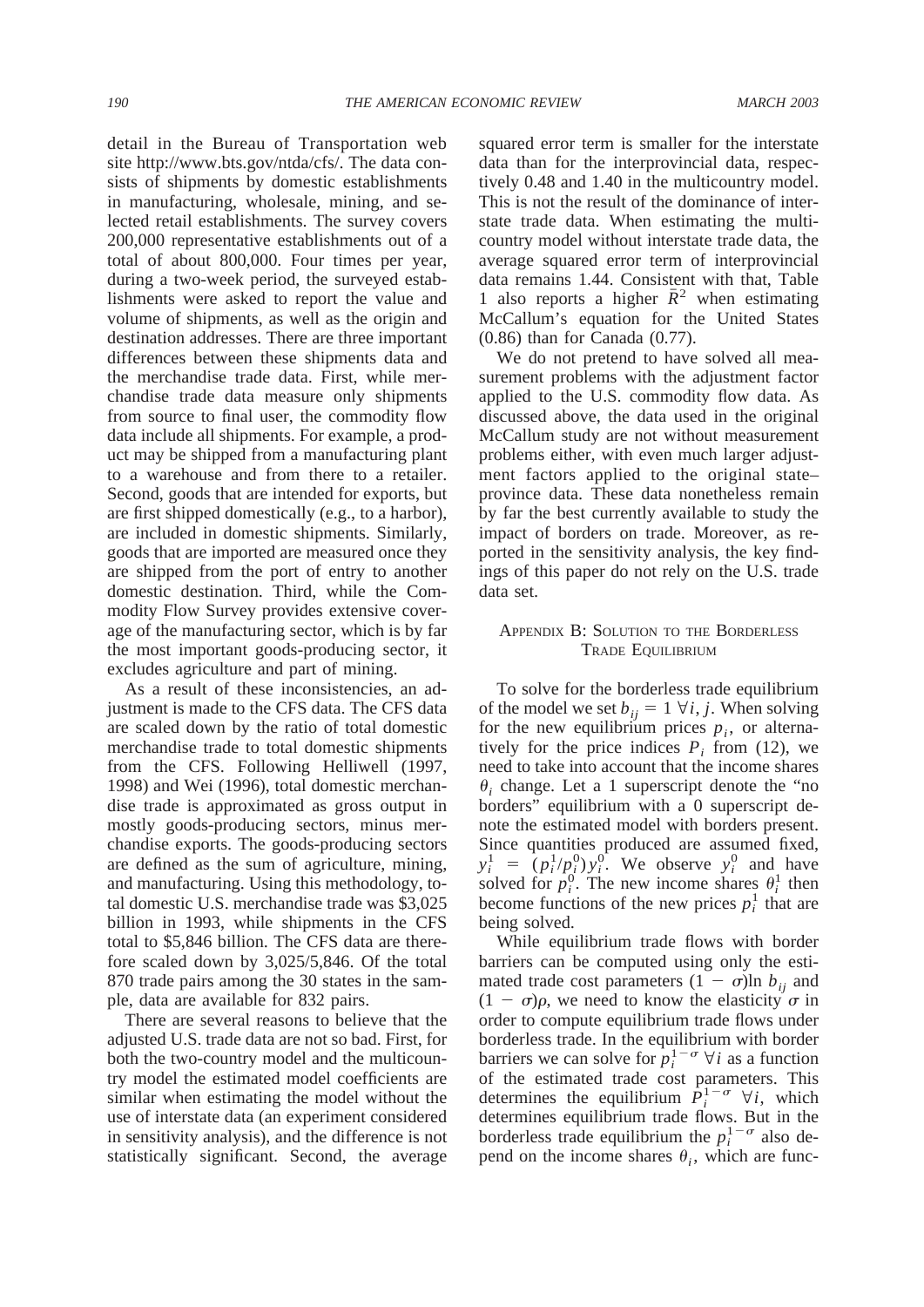detail in the Bureau of Transportation web site http://www.bts.gov/ntda/cfs/. The data consists of shipments by domestic establishments in manufacturing, wholesale, mining, and selected retail establishments. The survey covers 200,000 representative establishments out of a total of about 800,000. Four times per year, during a two-week period, the surveyed establishments were asked to report the value and volume of shipments, as well as the origin and destination addresses. There are three important differences between these shipments data and the merchandise trade data. First, while merchandise trade data measure only shipments from source to final user, the commodity flow data include all shipments. For example, a product may be shipped from a manufacturing plant to a warehouse and from there to a retailer. Second, goods that are intended for exports, but are first shipped domestically (e.g., to a harbor), are included in domestic shipments. Similarly, goods that are imported are measured once they are shipped from the port of entry to another domestic destination. Third, while the Commodity Flow Survey provides extensive coverage of the manufacturing sector, which is by far the most important goods-producing sector, it excludes agriculture and part of mining.

As a result of these inconsistencies, an adjustment is made to the CFS data. The CFS data are scaled down by the ratio of total domestic merchandise trade to total domestic shipments from the CFS. Following Helliwell (1997, 1998) and Wei (1996), total domestic merchandise trade is approximated as gross output in mostly goods-producing sectors, minus merchandise exports. The goods-producing sectors are defined as the sum of agriculture, mining, and manufacturing. Using this methodology, total domestic U.S. merchandise trade was \$3,025 billion in 1993, while shipments in the CFS total to \$5,846 billion. The CFS data are therefore scaled down by 3,025/5,846. Of the total 870 trade pairs among the 30 states in the sample, data are available for 832 pairs.

There are several reasons to believe that the adjusted U.S. trade data are not so bad. First, for both the two-country model and the multicountry model the estimated model coefficients are similar when estimating the model without the use of interstate data (an experiment considered in sensitivity analysis), and the difference is not statistically significant. Second, the average squared error term is smaller for the interstate data than for the interprovincial data, respectively 0.48 and 1.40 in the multicountry model. This is not the result of the dominance of interstate trade data. When estimating the multicountry model without interstate trade data, the average squared error term of interprovincial data remains 1.44. Consistent with that, Table 1 also reports a higher $\bar{R}^2$ when estimating McCallum's equation for the United States (0.86) than for Canada (0.77).

We do not pretend to have solved all measurement problems with the adjustment factor applied to the U.S. commodity flow data. As discussed above, the data used in the original McCallum study are not without measurement problems either, with even much larger adjustment factors applied to the original state–province data. These data nonetheless remain by far the best currently available to study the impact of borders on trade. Moreover, as reported in the sensitivity analysis, the key findings of this paper do not rely on the U.S. trade data set.

## Appendix B: Solution to the Borderless Trade Equilibrium

To solve for the borderless trade equilibrium of the model we set $b_{ij} = 1 \ \forall i, j$. When solving for the new equilibrium prices $p_i$, or alternatively for the price indices $P_i$ from (12), we need to take into account that the income shares $\theta_i$ change. Let a 1 superscript denote the "no borders" equilibrium with a 0 superscript denote the estimated model with borders present. Since quantities produced are assumed fixed, $y_i^1 = (p_i^1/p_i^0)y_i^0$. We observe $y_i^0$ and have solved for $p_i^0$. The new income shares $\theta_i^1$ then become functions of the new prices $p_i^1$ that are being solved.

While equilibrium trade flows with border barriers can be computed using only the estimated trade cost parameters $(1 - \sigma)\ln b_{ij}$ and $(1 - \sigma)\rho$, we need to know the elasticity $\sigma$ in order to compute equilibrium trade flows under borderless trade. In the equilibrium with border barriers we can solve for $p_i^{1-\sigma} \ \forall i$ as a function of the estimated trade cost parameters. This determines the equilibrium $P_i^{1-\sigma} \ \forall i$, which determines equilibrium trade flows. But in the borderless trade equilibrium the $p_i^{1-\sigma}$ also depend on the income shares $\theta_i$, which are func-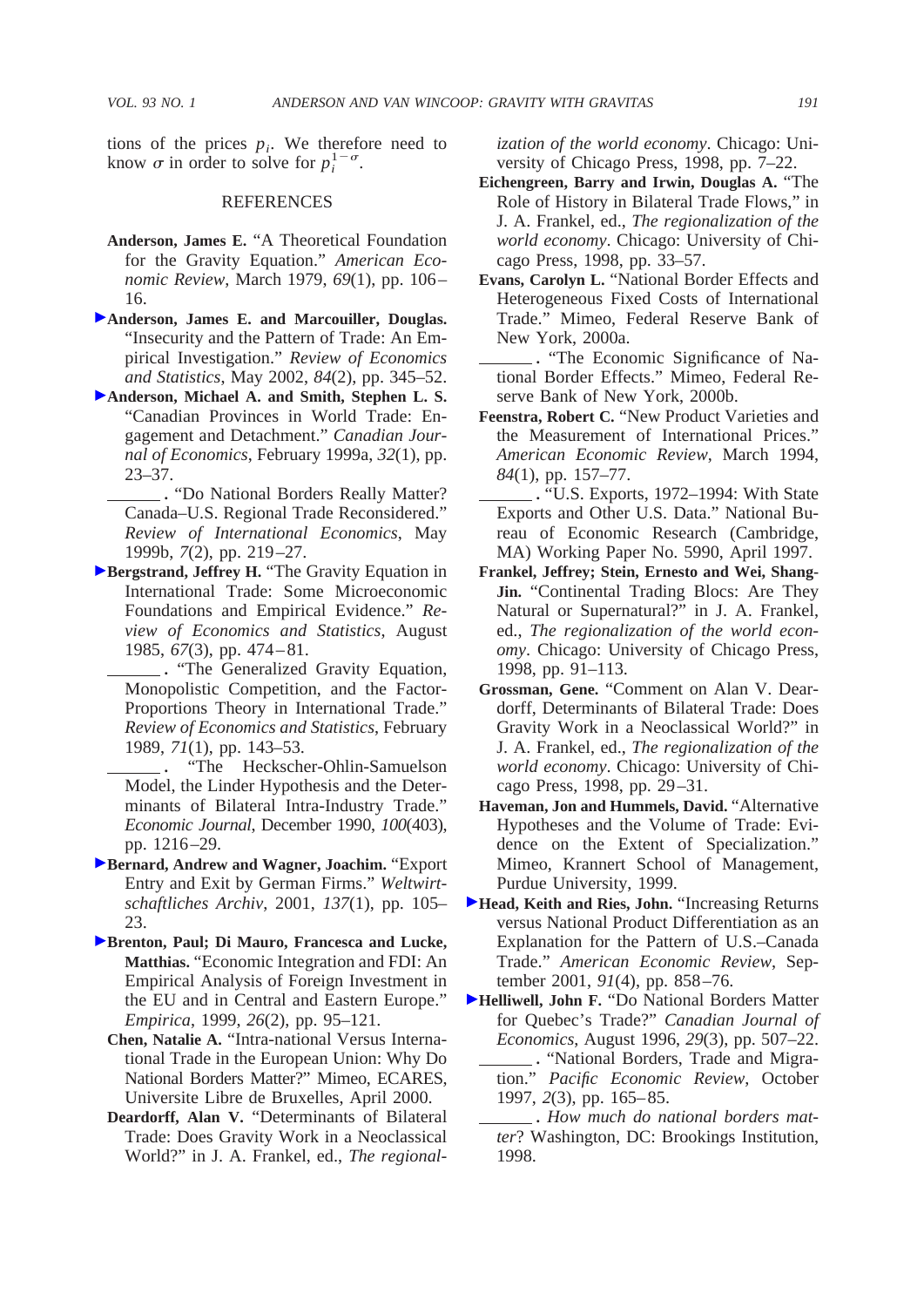tions of the prices $p_i$. We therefore need to know $\sigma$ in order to solve for $p_i^{1-\sigma}$.

## REFERENCES

**Anderson, James E.** "A Theoretical Foundation for the Gravity Equation." *American Economic Review*, March 1979, *69*(1), pp. 106–16.

**Anderson, James E. and Marcouiller, Douglas.** "Insecurity and the Pattern of Trade: An Empirical Investigation." *Review of Economics and Statistics*, May 2002, *84*(2), pp. 345–52.

**Anderson, Michael A. and Smith, Stephen L. S.** "Canadian Provinces in World Trade: Engagement and Detachment." *Canadian Journal of Economics*, February 1999a, *32*(1), pp. 23–37.

______. "Do National Borders Really Matter? Canada–U.S. Regional Trade Reconsidered." *Review of International Economics*, May 1999b, *7*(2), pp. 219–27.

**Bergstrand, Jeffrey H.** "The Gravity Equation in International Trade: Some Microeconomic Foundations and Empirical Evidence." *Review of Economics and Statistics*, August 1985, *67*(3), pp. 474–81.

______. "The Generalized Gravity Equation, Monopolistic Competition, and the Factor-Proportions Theory in International Trade." *Review of Economics and Statistics*, February 1989, *71*(1), pp. 143–53.

______. "The Heckscher-Ohlin-Samuelson Model, the Linder Hypothesis and the Determinants of Bilateral Intra-Industry Trade." *Economic Journal*, December 1990, *100*(403), pp. 1216–29.

**Bernard, Andrew and Wagner, Joachim.** "Export Entry and Exit by German Firms." *Weltwirtschaftliches Archiv*, 2001, *137*(1), pp. 105–23.

**Brenton, Paul; Di Mauro, Francesca and Lucke, Matthias.** "Economic Integration and FDI: An Empirical Analysis of Foreign Investment in the EU and in Central and Eastern Europe." *Empirica*, 1999, *26*(2), pp. 95–121.

**Chen, Natalie A.** "Intra-national Versus International Trade in the European Union: Why Do National Borders Matter?" Mimeo, ECARES, Universite Libre de Bruxelles, April 2000.

**Deardorff, Alan V.** "Determinants of Bilateral Trade: Does Gravity Work in a Neoclassical World?" in J. A. Frankel, ed., *The regionalization of the world economy*. Chicago: University of Chicago Press, 1998, pp. 7–22.

**Eichengreen, Barry and Irwin, Douglas A.** "The Role of History in Bilateral Trade Flows," in J. A. Frankel, ed., *The regionalization of the world economy*. Chicago: University of Chicago Press, 1998, pp. 33–57.

**Evans, Carolyn L.** "National Border Effects and Heterogeneous Fixed Costs of International Trade." Mimeo, Federal Reserve Bank of New York, 2000a.

______. "The Economic Significance of National Border Effects." Mimeo, Federal Reserve Bank of New York, 2000b.

**Feenstra, Robert C.** "New Product Varieties and the Measurement of International Prices." *American Economic Review*, March 1994, *84*(1), pp. 157–77.

______. "U.S. Exports, 1972–1994: With State Exports and Other U.S. Data." National Bureau of Economic Research (Cambridge, MA) Working Paper No. 5990, April 1997.

**Frankel, Jeffrey; Stein, Ernesto and Wei, Shang-Jin.** "Continental Trading Blocs: Are They Natural or Supernatural?" in J. A. Frankel, ed., *The regionalization of the world economy*. Chicago: University of Chicago Press, 1998, pp. 91–113.

**Grossman, Gene.** "Comment on Alan V. Deardorff, Determinants of Bilateral Trade: Does Gravity Work in a Neoclassical World?" in J. A. Frankel, ed., *The regionalization of the world economy*. Chicago: University of Chicago Press, 1998, pp. 29–31.

**Haveman, Jon and Hummels, David.** "Alternative Hypotheses and the Volume of Trade: Evidence on the Extent of Specialization." Mimeo, Krannert School of Management, Purdue University, 1999.

**Head, Keith and Ries, John.** "Increasing Returns versus National Product Differentiation as an Explanation for the Pattern of U.S.–Canada Trade." *American Economic Review*, September 2001, *91*(4), pp. 858–76.

**Helliwell, John F.** "Do National Borders Matter for Quebec's Trade?" *Canadian Journal of Economics*, August 1996, *29*(3), pp. 507–22.

______. "National Borders, Trade and Migration." *Pacific Economic Review*, October 1997, *2*(3), pp. 165–85.

______. *How much do national borders matter*? Washington, DC: Brookings Institution, 1998.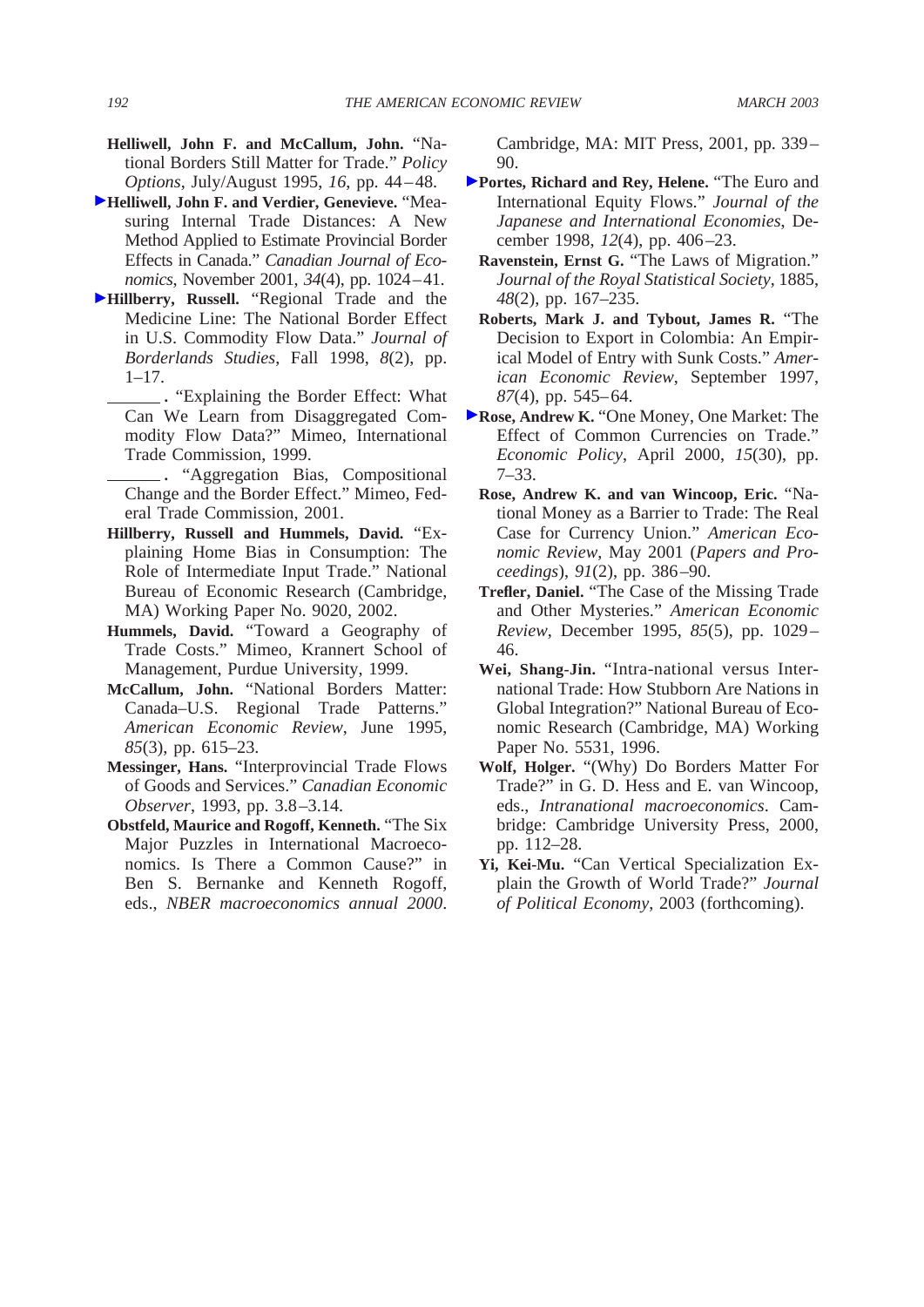**Helliwell, John F. and McCallum, John.** "National Borders Still Matter for Trade." *Policy Options*, July/August 1995, *16*, pp. 44–48.

**Helliwell, John F. and Verdier, Genevieve.** "Measuring Internal Trade Distances: A New Method Applied to Estimate Provincial Border Effects in Canada." *Canadian Journal of Economics*, November 2001, *34*(4), pp. 1024–41.

**Hillberry, Russell.** "Regional Trade and the Medicine Line: The National Border Effect in U.S. Commodity Flow Data." *Journal of Borderlands Studies*, Fall 1998, *8*(2), pp. 1–17.

______. "Explaining the Border Effect: What Can We Learn from Disaggregated Commodity Flow Data?" Mimeo, International Trade Commission, 1999.

______. "Aggregation Bias, Compositional Change and the Border Effect." Mimeo, Federal Trade Commission, 2001.

**Hillberry, Russell and Hummels, David.** "Explaining Home Bias in Consumption: The Role of Intermediate Input Trade." National Bureau of Economic Research (Cambridge, MA) Working Paper No. 9020, 2002.

**Hummels, David.** "Toward a Geography of Trade Costs." Mimeo, Krannert School of Management, Purdue University, 1999.

**McCallum, John.** "National Borders Matter: Canada–U.S. Regional Trade Patterns." *American Economic Review*, June 1995, *85*(3), pp. 615–23.

**Messinger, Hans.** "Interprovincial Trade Flows of Goods and Services." *Canadian Economic Observer*, 1993, pp. 3.8–3.14.

**Obstfeld, Maurice and Rogoff, Kenneth.** "The Six Major Puzzles in International Macroeconomics. Is There a Common Cause?" in Ben S. Bernanke and Kenneth Rogoff, eds., *NBER macroeconomics annual 2000*. Cambridge, MA: MIT Press, 2001, pp. 339–90.

**Portes, Richard and Rey, Helene.** "The Euro and International Equity Flows." *Journal of the Japanese and International Economies*, December 1998, *12*(4), pp. 406–23.

**Ravenstein, Ernst G.** "The Laws of Migration." *Journal of the Royal Statistical Society*, 1885, *48*(2), pp. 167–235.

**Roberts, Mark J. and Tybout, James R.** "The Decision to Export in Colombia: An Empirical Model of Entry with Sunk Costs." *American Economic Review*, September 1997, *87*(4), pp. 545–64.

**Rose, Andrew K.** "One Money, One Market: The Effect of Common Currencies on Trade." *Economic Policy*, April 2000, *15*(30), pp. 7–33.

**Rose, Andrew K. and van Wincoop, Eric.** "National Money as a Barrier to Trade: The Real Case for Currency Union." *American Economic Review*, May 2001 (*Papers and Proceedings*), *91*(2), pp. 386–90.

**Trefler, Daniel.** "The Case of the Missing Trade and Other Mysteries." *American Economic Review*, December 1995, *85*(5), pp. 1029–46.

**Wei, Shang-Jin.** "Intra-national versus International Trade: How Stubborn Are Nations in Global Integration?" National Bureau of Economic Research (Cambridge, MA) Working Paper No. 5531, 1996.

**Wolf, Holger.** "(Why) Do Borders Matter For Trade?" in G. D. Hess and E. van Wincoop, eds., *Intranational macroeconomics*. Cambridge: Cambridge University Press, 2000, pp. 112–28.

**Yi, Kei-Mu.** "Can Vertical Specialization Explain the Growth of World Trade?" *Journal of Political Economy*, 2003 (forthcoming).